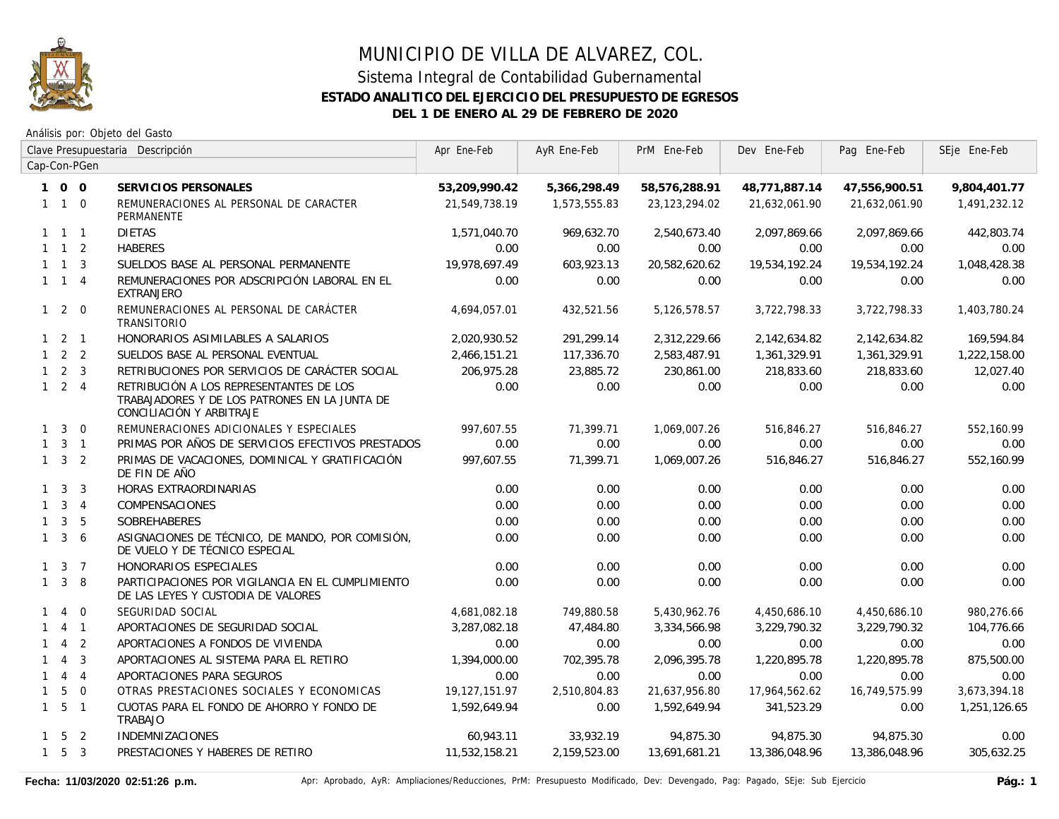# MUNICIPIO DE VILLA DE ALVAREZ, COL.

## Sistema Integral de Contabilidad Gubernamental

### ESTADO ANALITICO DEL EJERCICIO DEL PRESUPUESTO DE EGRESOS

### DEL 1 DE ENERO AL 29 DE FEBRERO DE 2020

Análisis por: Objeto del Gasto

| Clave Presupuestaria Cap-Con-PGen | Descripción | Apr Ene-Feb | AyR Ene-Feb | PrM Ene-Feb | Dev Ene-Feb | Pag Ene-Feb | SEje Ene-Feb |
|---|---|---|---|---|---|---|---|
| **1 0 0** | **SERVICIOS PERSONALES** | **53,209,990.42** | **5,366,298.49** | **58,576,288.91** | **48,771,887.14** | **47,556,900.51** | **9,804,401.77** |
| 1 1 0 | REMUNERACIONES AL PERSONAL DE CARACTER PERMANENTE | 21,549,738.19 | 1,573,555.83 | 23,123,294.02 | 21,632,061.90 | 21,632,061.90 | 1,491,232.12 |
| 1 1 1 | DIETAS | 1,571,040.70 | 969,632.70 | 2,540,673.40 | 2,097,869.66 | 2,097,869.66 | 442,803.74 |
| 1 1 2 | HABERES | 0.00 | 0.00 | 0.00 | 0.00 | 0.00 | 0.00 |
| 1 1 3 | SUELDOS BASE AL PERSONAL PERMANENTE | 19,978,697.49 | 603,923.13 | 20,582,620.62 | 19,534,192.24 | 19,534,192.24 | 1,048,428.38 |
| 1 1 4 | REMUNERACIONES POR ADSCRIPCIÓN LABORAL EN EL EXTRANJERO | 0.00 | 0.00 | 0.00 | 0.00 | 0.00 | 0.00 |
| 1 2 0 | REMUNERACIONES AL PERSONAL DE CARÁCTER TRANSITORIO | 4,694,057.01 | 432,521.56 | 5,126,578.57 | 3,722,798.33 | 3,722,798.33 | 1,403,780.24 |
| 1 2 1 | HONORARIOS ASIMILABLES A SALARIOS | 2,020,930.52 | 291,299.14 | 2,312,229.66 | 2,142,634.82 | 2,142,634.82 | 169,594.84 |
| 1 2 2 | SUELDOS BASE AL PERSONAL EVENTUAL | 2,466,151.21 | 117,336.70 | 2,583,487.91 | 1,361,329.91 | 1,361,329.91 | 1,222,158.00 |
| 1 2 3 | RETRIBUCIONES POR SERVICIOS DE CARÁCTER SOCIAL | 206,975.28 | 23,885.72 | 230,861.00 | 218,833.60 | 218,833.60 | 12,027.40 |
| 1 2 4 | RETRIBUCIÓN A LOS REPRESENTANTES DE LOS TRABAJADORES Y DE LOS PATRONES EN LA JUNTA DE CONCILIACIÓN Y ARBITRAJE | 0.00 | 0.00 | 0.00 | 0.00 | 0.00 | 0.00 |
| 1 3 0 | REMUNERACIONES ADICIONALES Y ESPECIALES | 997,607.55 | 71,399.71 | 1,069,007.26 | 516,846.27 | 516,846.27 | 552,160.99 |
| 1 3 1 | PRIMAS POR AÑOS DE SERVICIOS EFECTIVOS PRESTADOS | 0.00 | 0.00 | 0.00 | 0.00 | 0.00 | 0.00 |
| 1 3 2 | PRIMAS DE VACACIONES, DOMINICAL Y GRATIFICACIÓN DE FIN DE AÑO | 997,607.55 | 71,399.71 | 1,069,007.26 | 516,846.27 | 516,846.27 | 552,160.99 |
| 1 3 3 | HORAS EXTRAORDINARIAS | 0.00 | 0.00 | 0.00 | 0.00 | 0.00 | 0.00 |
| 1 3 4 | COMPENSACIONES | 0.00 | 0.00 | 0.00 | 0.00 | 0.00 | 0.00 |
| 1 3 5 | SOBREHABERES | 0.00 | 0.00 | 0.00 | 0.00 | 0.00 | 0.00 |
| 1 3 6 | ASIGNACIONES DE TÉCNICO, DE MANDO, POR COMISIÓN, DE VUELO Y DE TÉCNICO ESPECIAL | 0.00 | 0.00 | 0.00 | 0.00 | 0.00 | 0.00 |
| 1 3 7 | HONORARIOS ESPECIALES | 0.00 | 0.00 | 0.00 | 0.00 | 0.00 | 0.00 |
| 1 3 8 | PARTICIPACIONES POR VIGILANCIA EN EL CUMPLIMIENTO DE LAS LEYES Y CUSTODIA DE VALORES | 0.00 | 0.00 | 0.00 | 0.00 | 0.00 | 0.00 |
| 1 4 0 | SEGURIDAD SOCIAL | 4,681,082.18 | 749,880.58 | 5,430,962.76 | 4,450,686.10 | 4,450,686.10 | 980,276.66 |
| 1 4 1 | APORTACIONES DE SEGURIDAD SOCIAL | 3,287,082.18 | 47,484.80 | 3,334,566.98 | 3,229,790.32 | 3,229,790.32 | 104,776.66 |
| 1 4 2 | APORTACIONES A FONDOS DE VIVIENDA | 0.00 | 0.00 | 0.00 | 0.00 | 0.00 | 0.00 |
| 1 4 3 | APORTACIONES AL SISTEMA PARA EL RETIRO | 1,394,000.00 | 702,395.78 | 2,096,395.78 | 1,220,895.78 | 1,220,895.78 | 875,500.00 |
| 1 4 4 | APORTACIONES PARA SEGUROS | 0.00 | 0.00 | 0.00 | 0.00 | 0.00 | 0.00 |
| 1 5 0 | OTRAS PRESTACIONES SOCIALES Y ECONOMICAS | 19,127,151.97 | 2,510,804.83 | 21,637,956.80 | 17,964,562.62 | 16,749,575.99 | 3,673,394.18 |
| 1 5 1 | CUOTAS PARA EL FONDO DE AHORRO Y FONDO DE TRABAJO | 1,592,649.94 | 0.00 | 1,592,649.94 | 341,523.29 | 0.00 | 1,251,126.65 |
| 1 5 2 | INDEMNIZACIONES | 60,943.11 | 33,932.19 | 94,875.30 | 94,875.30 | 94,875.30 | 0.00 |
| 1 5 3 | PRESTACIONES Y HABERES DE RETIRO | 11,532,158.21 | 2,159,523.00 | 13,691,681.21 | 13,386,048.96 | 13,386,048.96 | 305,632.25 |

Fecha: 11/03/2020 02:51:26 p.m.

Apr: Aprobado, AyR: Ampliaciones/Reducciones, PrM: Presupuesto Modificado, Dev: Devengado, Pag: Pagado, SEje: Sub Ejercicio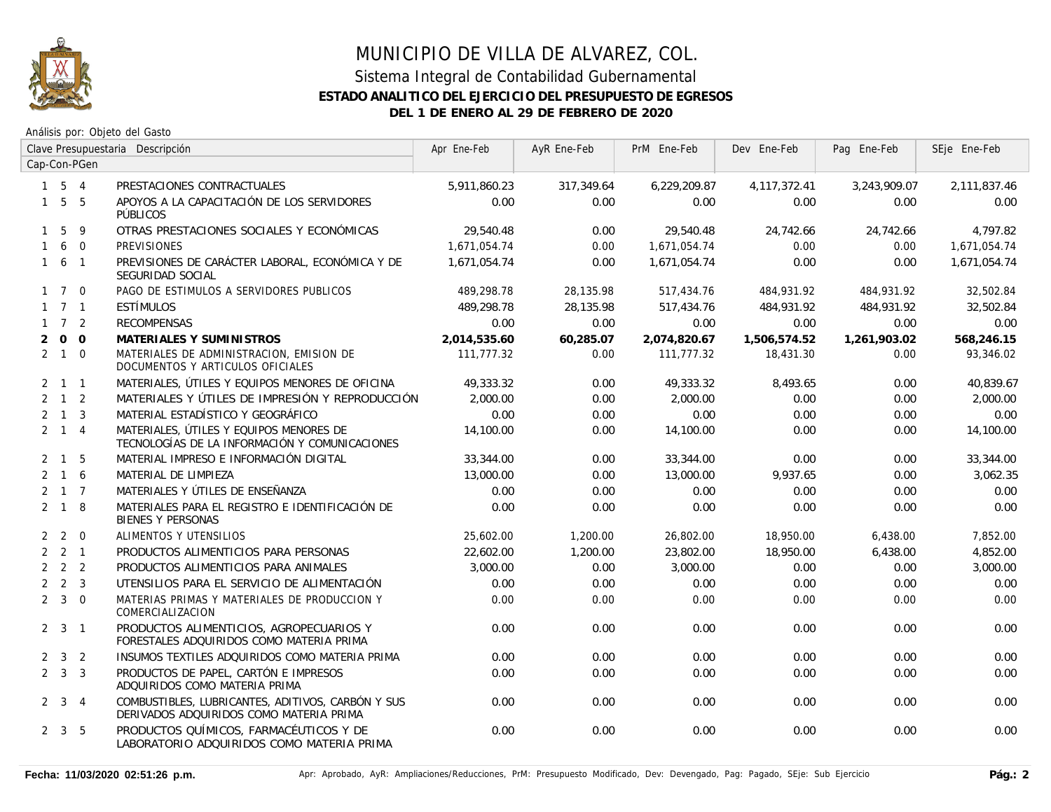# MUNICIPIO DE VILLA DE ALVAREZ, COL.

## Sistema Integral de Contabilidad Gubernamental

### ESTADO ANALITICO DEL EJERCICIO DEL PRESUPUESTO DE EGRESOS

### DEL 1 DE ENERO AL 29 DE FEBRERO DE 2020

Análisis por: Objeto del Gasto

| Clave Presupuestaria Cap-Con-PGen | Descripción | Apr Ene-Feb | AyR Ene-Feb | PrM Ene-Feb | Dev Ene-Feb | Pag Ene-Feb | SEje Ene-Feb |
|---|---|---|---|---|---|---|---|
| 1 5 4 | PRESTACIONES CONTRACTUALES | 5,911,860.23 | 317,349.64 | 6,229,209.87 | 4,117,372.41 | 3,243,909.07 | 2,111,837.46 |
| 1 5 5 | APOYOS A LA CAPACITACIÓN DE LOS SERVIDORES PÚBLICOS | 0.00 | 0.00 | 0.00 | 0.00 | 0.00 | 0.00 |
| 1 5 9 | OTRAS PRESTACIONES SOCIALES Y ECONÓMICAS | 29,540.48 | 0.00 | 29,540.48 | 24,742.66 | 24,742.66 | 4,797.82 |
| 1 6 0 | PREVISIONES | 1,671,054.74 | 0.00 | 1,671,054.74 | 0.00 | 0.00 | 1,671,054.74 |
| 1 6 1 | PREVISIONES DE CARÁCTER LABORAL, ECONÓMICA Y DE SEGURIDAD SOCIAL | 1,671,054.74 | 0.00 | 1,671,054.74 | 0.00 | 0.00 | 1,671,054.74 |
| 1 7 0 | PAGO DE ESTIMULOS A SERVIDORES PUBLICOS | 489,298.78 | 28,135.98 | 517,434.76 | 484,931.92 | 484,931.92 | 32,502.84 |
| 1 7 1 | ESTÍMULOS | 489,298.78 | 28,135.98 | 517,434.76 | 484,931.92 | 484,931.92 | 32,502.84 |
| 1 7 2 | RECOMPENSAS | 0.00 | 0.00 | 0.00 | 0.00 | 0.00 | 0.00 |
| **2 0 0** | **MATERIALES Y SUMINISTROS** | **2,014,535.60** | **60,285.07** | **2,074,820.67** | **1,506,574.52** | **1,261,903.02** | **568,246.15** |
| 2 1 0 | MATERIALES DE ADMINISTRACION, EMISION DE DOCUMENTOS Y ARTICULOS OFICIALES | 111,777.32 | 0.00 | 111,777.32 | 18,431.30 | 0.00 | 93,346.02 |
| 2 1 1 | MATERIALES, ÚTILES Y EQUIPOS MENORES DE OFICINA | 49,333.32 | 0.00 | 49,333.32 | 8,493.65 | 0.00 | 40,839.67 |
| 2 1 2 | MATERIALES Y ÚTILES DE IMPRESIÓN Y REPRODUCCIÓN | 2,000.00 | 0.00 | 2,000.00 | 0.00 | 0.00 | 2,000.00 |
| 2 1 3 | MATERIAL ESTADÍSTICO Y GEOGRÁFICO | 0.00 | 0.00 | 0.00 | 0.00 | 0.00 | 0.00 |
| 2 1 4 | MATERIALES, ÚTILES Y EQUIPOS MENORES DE TECNOLOGÍAS DE LA INFORMACIÓN Y COMUNICACIONES | 14,100.00 | 0.00 | 14,100.00 | 0.00 | 0.00 | 14,100.00 |
| 2 1 5 | MATERIAL IMPRESO E INFORMACIÓN DIGITAL | 33,344.00 | 0.00 | 33,344.00 | 0.00 | 0.00 | 33,344.00 |
| 2 1 6 | MATERIAL DE LIMPIEZA | 13,000.00 | 0.00 | 13,000.00 | 9,937.65 | 0.00 | 3,062.35 |
| 2 1 7 | MATERIALES Y ÚTILES DE ENSEÑANZA | 0.00 | 0.00 | 0.00 | 0.00 | 0.00 | 0.00 |
| 2 1 8 | MATERIALES PARA EL REGISTRO E IDENTIFICACIÓN DE BIENES Y PERSONAS | 0.00 | 0.00 | 0.00 | 0.00 | 0.00 | 0.00 |
| 2 2 0 | ALIMENTOS Y UTENSILIOS | 25,602.00 | 1,200.00 | 26,802.00 | 18,950.00 | 6,438.00 | 7,852.00 |
| 2 2 1 | PRODUCTOS ALIMENTICIOS PARA PERSONAS | 22,602.00 | 1,200.00 | 23,802.00 | 18,950.00 | 6,438.00 | 4,852.00 |
| 2 2 2 | PRODUCTOS ALIMENTICIOS PARA ANIMALES | 3,000.00 | 0.00 | 3,000.00 | 0.00 | 0.00 | 3,000.00 |
| 2 2 3 | UTENSILIOS PARA EL SERVICIO DE ALIMENTACIÓN | 0.00 | 0.00 | 0.00 | 0.00 | 0.00 | 0.00 |
| 2 3 0 | MATERIAS PRIMAS Y MATERIALES DE PRODUCCION Y COMERCIALIZACION | 0.00 | 0.00 | 0.00 | 0.00 | 0.00 | 0.00 |
| 2 3 1 | PRODUCTOS ALIMENTICIOS, AGROPECUARIOS Y FORESTALES ADQUIRIDOS COMO MATERIA PRIMA | 0.00 | 0.00 | 0.00 | 0.00 | 0.00 | 0.00 |
| 2 3 2 | INSUMOS TEXTILES ADQUIRIDOS COMO MATERIA PRIMA | 0.00 | 0.00 | 0.00 | 0.00 | 0.00 | 0.00 |
| 2 3 3 | PRODUCTOS DE PAPEL, CARTÓN E IMPRESOS ADQUIRIDOS COMO MATERIA PRIMA | 0.00 | 0.00 | 0.00 | 0.00 | 0.00 | 0.00 |
| 2 3 4 | COMBUSTIBLES, LUBRICANTES, ADITIVOS, CARBÓN Y SUS DERIVADOS ADQUIRIDOS COMO MATERIA PRIMA | 0.00 | 0.00 | 0.00 | 0.00 | 0.00 | 0.00 |
| 2 3 5 | PRODUCTOS QUÍMICOS, FARMACÉUTICOS Y DE LABORATORIO ADQUIRIDOS COMO MATERIA PRIMA | 0.00 | 0.00 | 0.00 | 0.00 | 0.00 | 0.00 |

Fecha: 11/03/2020 02:51:26 p.m. — Apr: Aprobado, AyR: Ampliaciones/Reducciones, PrM: Presupuesto Modificado, Dev: Devengado, Pag: Pagado, SEje: Sub Ejercicio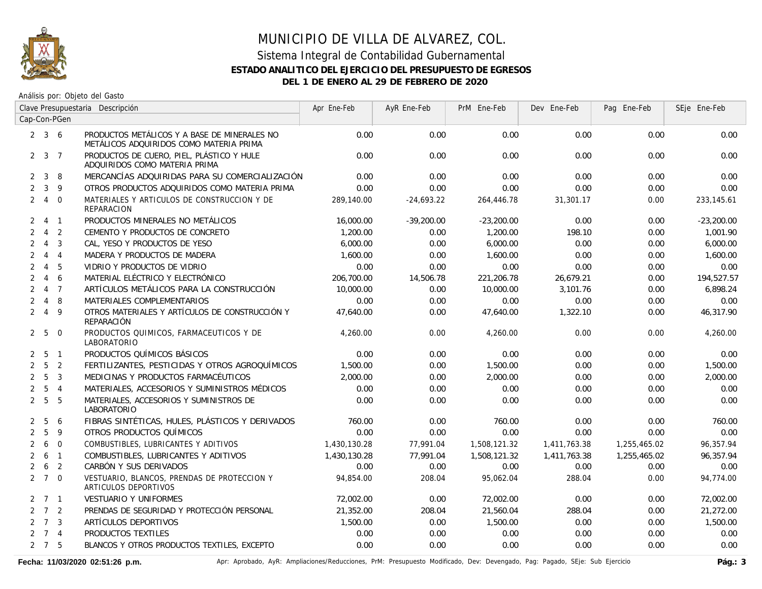# MUNICIPIO DE VILLA DE ALVAREZ, COL.

## Sistema Integral de Contabilidad Gubernamental

### ESTADO ANALITICO DEL EJERCICIO DEL PRESUPUESTO DE EGRESOS

### DEL 1 DE ENERO AL 29 DE FEBRERO DE 2020

Análisis por: Objeto del Gasto

| Clave Presupuestaria Cap-Con-PGen | Descripción | Apr Ene-Feb | AyR Ene-Feb | PrM Ene-Feb | Dev Ene-Feb | Pag Ene-Feb | SEje Ene-Feb |
|---|---|---|---|---|---|---|---|
| 2 3 6 | PRODUCTOS METÁLICOS Y A BASE DE MINERALES NO METÁLICOS ADQUIRIDOS COMO MATERIA PRIMA | 0.00 | 0.00 | 0.00 | 0.00 | 0.00 | 0.00 |
| 2 3 7 | PRODUCTOS DE CUERO, PIEL, PLÁSTICO Y HULE ADQUIRIDOS COMO MATERIA PRIMA | 0.00 | 0.00 | 0.00 | 0.00 | 0.00 | 0.00 |
| 2 3 8 | MERCANCÍAS ADQUIRIDAS PARA SU COMERCIALIZACIÓN | 0.00 | 0.00 | 0.00 | 0.00 | 0.00 | 0.00 |
| 2 3 9 | OTROS PRODUCTOS ADQUIRIDOS COMO MATERIA PRIMA | 0.00 | 0.00 | 0.00 | 0.00 | 0.00 | 0.00 |
| 2 4 0 | MATERIALES Y ARTICULOS DE CONSTRUCCION Y DE REPARACION | 289,140.00 | -24,693.22 | 264,446.78 | 31,301.17 | 0.00 | 233,145.61 |
| 2 4 1 | PRODUCTOS MINERALES NO METÁLICOS | 16,000.00 | -39,200.00 | -23,200.00 | 0.00 | 0.00 | -23,200.00 |
| 2 4 2 | CEMENTO Y PRODUCTOS DE CONCRETO | 1,200.00 | 0.00 | 1,200.00 | 198.10 | 0.00 | 1,001.90 |
| 2 4 3 | CAL, YESO Y PRODUCTOS DE YESO | 6,000.00 | 0.00 | 6,000.00 | 0.00 | 0.00 | 6,000.00 |
| 2 4 4 | MADERA Y PRODUCTOS DE MADERA | 1,600.00 | 0.00 | 1,600.00 | 0.00 | 0.00 | 1,600.00 |
| 2 4 5 | VIDRIO Y PRODUCTOS DE VIDRIO | 0.00 | 0.00 | 0.00 | 0.00 | 0.00 | 0.00 |
| 2 4 6 | MATERIAL ELÉCTRICO Y ELECTRÓNICO | 206,700.00 | 14,506.78 | 221,206.78 | 26,679.21 | 0.00 | 194,527.57 |
| 2 4 7 | ARTÍCULOS METÁLICOS PARA LA CONSTRUCCIÓN | 10,000.00 | 0.00 | 10,000.00 | 3,101.76 | 0.00 | 6,898.24 |
| 2 4 8 | MATERIALES COMPLEMENTARIOS | 0.00 | 0.00 | 0.00 | 0.00 | 0.00 | 0.00 |
| 2 4 9 | OTROS MATERIALES Y ARTÍCULOS DE CONSTRUCCIÓN Y REPARACIÓN | 47,640.00 | 0.00 | 47,640.00 | 1,322.10 | 0.00 | 46,317.90 |
| 2 5 0 | PRODUCTOS QUIMICOS, FARMACEUTICOS Y DE LABORATORIO | 4,260.00 | 0.00 | 4,260.00 | 0.00 | 0.00 | 4,260.00 |
| 2 5 1 | PRODUCTOS QUÍMICOS BÁSICOS | 0.00 | 0.00 | 0.00 | 0.00 | 0.00 | 0.00 |
| 2 5 2 | FERTILIZANTES, PESTICIDAS Y OTROS AGROQUÍMICOS | 1,500.00 | 0.00 | 1,500.00 | 0.00 | 0.00 | 1,500.00 |
| 2 5 3 | MEDICINAS Y PRODUCTOS FARMACÉUTICOS | 2,000.00 | 0.00 | 2,000.00 | 0.00 | 0.00 | 2,000.00 |
| 2 5 4 | MATERIALES, ACCESORIOS Y SUMINISTROS MÉDICOS | 0.00 | 0.00 | 0.00 | 0.00 | 0.00 | 0.00 |
| 2 5 5 | MATERIALES, ACCESORIOS Y SUMINISTROS DE LABORATORIO | 0.00 | 0.00 | 0.00 | 0.00 | 0.00 | 0.00 |
| 2 5 6 | FIBRAS SINTÉTICAS, HULES, PLÁSTICOS Y DERIVADOS | 760.00 | 0.00 | 760.00 | 0.00 | 0.00 | 760.00 |
| 2 5 9 | OTROS PRODUCTOS QUÍMICOS | 0.00 | 0.00 | 0.00 | 0.00 | 0.00 | 0.00 |
| 2 6 0 | COMBUSTIBLES, LUBRICANTES Y ADITIVOS | 1,430,130.28 | 77,991.04 | 1,508,121.32 | 1,411,763.38 | 1,255,465.02 | 96,357.94 |
| 2 6 1 | COMBUSTIBLES, LUBRICANTES Y ADITIVOS | 1,430,130.28 | 77,991.04 | 1,508,121.32 | 1,411,763.38 | 1,255,465.02 | 96,357.94 |
| 2 6 2 | CARBÓN Y SUS DERIVADOS | 0.00 | 0.00 | 0.00 | 0.00 | 0.00 | 0.00 |
| 2 7 0 | VESTUARIO, BLANCOS, PRENDAS DE PROTECCION Y ARTICULOS DEPORTIVOS | 94,854.00 | 208.04 | 95,062.04 | 288.04 | 0.00 | 94,774.00 |
| 2 7 1 | VESTUARIO Y UNIFORMES | 72,002.00 | 0.00 | 72,002.00 | 0.00 | 0.00 | 72,002.00 |
| 2 7 2 | PRENDAS DE SEGURIDAD Y PROTECCIÓN PERSONAL | 21,352.00 | 208.04 | 21,560.04 | 288.04 | 0.00 | 21,272.00 |
| 2 7 3 | ARTÍCULOS DEPORTIVOS | 1,500.00 | 0.00 | 1,500.00 | 0.00 | 0.00 | 1,500.00 |
| 2 7 4 | PRODUCTOS TEXTILES | 0.00 | 0.00 | 0.00 | 0.00 | 0.00 | 0.00 |
| 2 7 5 | BLANCOS Y OTROS PRODUCTOS TEXTILES, EXCEPTO | 0.00 | 0.00 | 0.00 | 0.00 | 0.00 | 0.00 |

Fecha: 11/03/2020 02:51:26 p.m. Apr: Aprobado, AyR: Ampliaciones/Reducciones, PrM: Presupuesto Modificado, Dev: Devengado, Pag: Pagado, SEje: Sub Ejercicio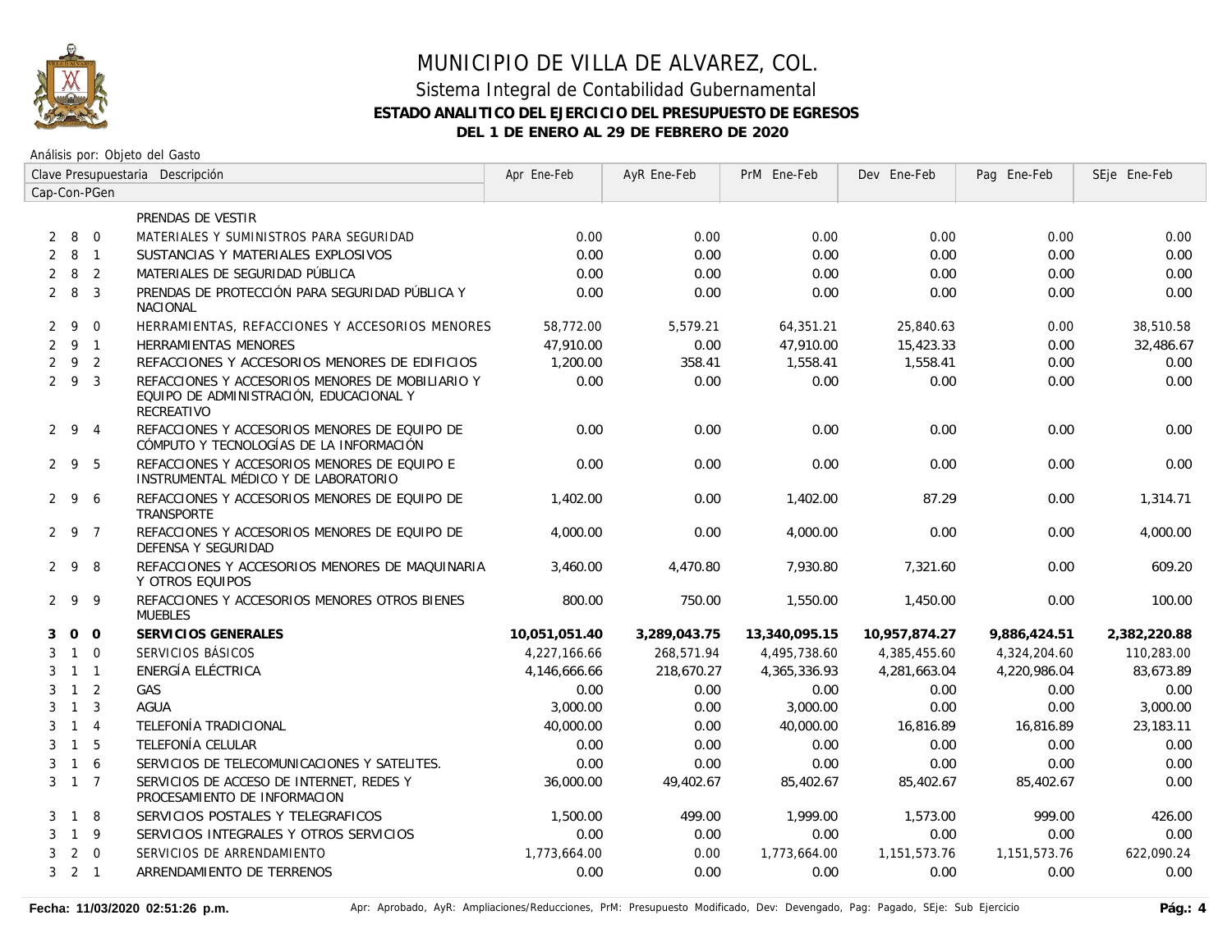# MUNICIPIO DE VILLA DE ALVAREZ, COL.

## Sistema Integral de Contabilidad Gubernamental

### ESTADO ANALITICO DEL EJERCICIO DEL PRESUPUESTO DE EGRESOS

### DEL 1 DE ENERO AL 29 DE FEBRERO DE 2020

Análisis por: Objeto del Gasto

| Clave Presupuestaria Cap-Con-PGen | Descripción | Apr Ene-Feb | AyR Ene-Feb | PrM Ene-Feb | Dev Ene-Feb | Pag Ene-Feb | SEje Ene-Feb |
|---|---|---|---|---|---|---|---|
| | PRENDAS DE VESTIR | | | | | | |
| 2 8 0 | MATERIALES Y SUMINISTROS PARA SEGURIDAD | 0.00 | 0.00 | 0.00 | 0.00 | 0.00 | 0.00 |
| 2 8 1 | SUSTANCIAS Y MATERIALES EXPLOSIVOS | 0.00 | 0.00 | 0.00 | 0.00 | 0.00 | 0.00 |
| 2 8 2 | MATERIALES DE SEGURIDAD PÚBLICA | 0.00 | 0.00 | 0.00 | 0.00 | 0.00 | 0.00 |
| 2 8 3 | PRENDAS DE PROTECCIÓN PARA SEGURIDAD PÚBLICA Y NACIONAL | 0.00 | 0.00 | 0.00 | 0.00 | 0.00 | 0.00 |
| 2 9 0 | HERRAMIENTAS, REFACCIONES Y ACCESORIOS MENORES | 58,772.00 | 5,579.21 | 64,351.21 | 25,840.63 | 0.00 | 38,510.58 |
| 2 9 1 | HERRAMIENTAS MENORES | 47,910.00 | 0.00 | 47,910.00 | 15,423.33 | 0.00 | 32,486.67 |
| 2 9 2 | REFACCIONES Y ACCESORIOS MENORES DE EDIFICIOS | 1,200.00 | 358.41 | 1,558.41 | 1,558.41 | 0.00 | 0.00 |
| 2 9 3 | REFACCIONES Y ACCESORIOS MENORES DE MOBILIARIO Y EQUIPO DE ADMINISTRACIÓN, EDUCACIONAL Y RECREATIVO | 0.00 | 0.00 | 0.00 | 0.00 | 0.00 | 0.00 |
| 2 9 4 | REFACCIONES Y ACCESORIOS MENORES DE EQUIPO DE CÓMPUTO Y TECNOLOGÍAS DE LA INFORMACIÓN | 0.00 | 0.00 | 0.00 | 0.00 | 0.00 | 0.00 |
| 2 9 5 | REFACCIONES Y ACCESORIOS MENORES DE EQUIPO E INSTRUMENTAL MÉDICO Y DE LABORATORIO | 0.00 | 0.00 | 0.00 | 0.00 | 0.00 | 0.00 |
| 2 9 6 | REFACCIONES Y ACCESORIOS MENORES DE EQUIPO DE TRANSPORTE | 1,402.00 | 0.00 | 1,402.00 | 87.29 | 0.00 | 1,314.71 |
| 2 9 7 | REFACCIONES Y ACCESORIOS MENORES DE EQUIPO DE DEFENSA Y SEGURIDAD | 4,000.00 | 0.00 | 4,000.00 | 0.00 | 0.00 | 4,000.00 |
| 2 9 8 | REFACCIONES Y ACCESORIOS MENORES DE MAQUINARIA Y OTROS EQUIPOS | 3,460.00 | 4,470.80 | 7,930.80 | 7,321.60 | 0.00 | 609.20 |
| 2 9 9 | REFACCIONES Y ACCESORIOS MENORES OTROS BIENES MUEBLES | 800.00 | 750.00 | 1,550.00 | 1,450.00 | 0.00 | 100.00 |
| **3 0 0** | **SERVICIOS GENERALES** | **10,051,051.40** | **3,289,043.75** | **13,340,095.15** | **10,957,874.27** | **9,886,424.51** | **2,382,220.88** |
| 3 1 0 | SERVICIOS BÁSICOS | 4,227,166.66 | 268,571.94 | 4,495,738.60 | 4,385,455.60 | 4,324,204.60 | 110,283.00 |
| 3 1 1 | ENERGÍA ELÉCTRICA | 4,146,666.66 | 218,670.27 | 4,365,336.93 | 4,281,663.04 | 4,220,986.04 | 83,673.89 |
| 3 1 2 | GAS | 0.00 | 0.00 | 0.00 | 0.00 | 0.00 | 0.00 |
| 3 1 3 | AGUA | 3,000.00 | 0.00 | 3,000.00 | 0.00 | 0.00 | 3,000.00 |
| 3 1 4 | TELEFONÍA TRADICIONAL | 40,000.00 | 0.00 | 40,000.00 | 16,816.89 | 16,816.89 | 23,183.11 |
| 3 1 5 | TELEFONÍA CELULAR | 0.00 | 0.00 | 0.00 | 0.00 | 0.00 | 0.00 |
| 3 1 6 | SERVICIOS DE TELECOMUNICACIONES Y SATELITES. | 0.00 | 0.00 | 0.00 | 0.00 | 0.00 | 0.00 |
| 3 1 7 | SERVICIOS DE ACCESO DE INTERNET, REDES Y PROCESAMIENTO DE INFORMACION | 36,000.00 | 49,402.67 | 85,402.67 | 85,402.67 | 85,402.67 | 0.00 |
| 3 1 8 | SERVICIOS POSTALES Y TELEGRAFICOS | 1,500.00 | 499.00 | 1,999.00 | 1,573.00 | 999.00 | 426.00 |
| 3 1 9 | SERVICIOS INTEGRALES Y OTROS SERVICIOS | 0.00 | 0.00 | 0.00 | 0.00 | 0.00 | 0.00 |
| 3 2 0 | SERVICIOS DE ARRENDAMIENTO | 1,773,664.00 | 0.00 | 1,773,664.00 | 1,151,573.76 | 1,151,573.76 | 622,090.24 |
| 3 2 1 | ARRENDAMIENTO DE TERRENOS | 0.00 | 0.00 | 0.00 | 0.00 | 0.00 | 0.00 |

Fecha: 11/03/2020 02:51:26 p.m.

Apr: Aprobado, AyR: Ampliaciones/Reducciones, PrM: Presupuesto Modificado, Dev: Devengado, Pag: Pagado, SEje: Sub Ejercicio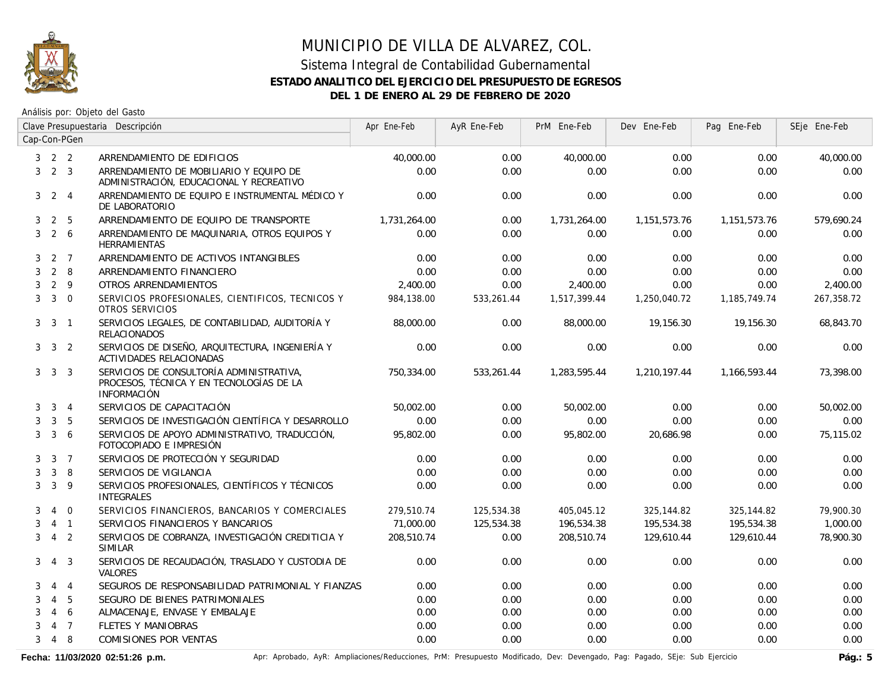# MUNICIPIO DE VILLA DE ALVAREZ, COL.

## Sistema Integral de Contabilidad Gubernamental

### ESTADO ANALITICO DEL EJERCICIO DEL PRESUPUESTO DE EGRESOS

### DEL 1 DE ENERO AL 29 DE FEBRERO DE 2020

Análisis por: Objeto del Gasto

| Clave Presupuestaria Cap-Con-PGen | Descripción | Apr Ene-Feb | AyR Ene-Feb | PrM Ene-Feb | Dev Ene-Feb | Pag Ene-Feb | SEje Ene-Feb |
|---|---|---|---|---|---|---|---|
| 3 2 2 | ARRENDAMIENTO DE EDIFICIOS | 40,000.00 | 0.00 | 40,000.00 | 0.00 | 0.00 | 40,000.00 |
| 3 2 3 | ARRENDAMIENTO DE MOBILIARIO Y EQUIPO DE ADMINISTRACIÓN, EDUCACIONAL Y RECREATIVO | 0.00 | 0.00 | 0.00 | 0.00 | 0.00 | 0.00 |
| 3 2 4 | ARRENDAMIENTO DE EQUIPO E INSTRUMENTAL MÉDICO Y DE LABORATORIO | 0.00 | 0.00 | 0.00 | 0.00 | 0.00 | 0.00 |
| 3 2 5 | ARRENDAMIENTO DE EQUIPO DE TRANSPORTE | 1,731,264.00 | 0.00 | 1,731,264.00 | 1,151,573.76 | 1,151,573.76 | 579,690.24 |
| 3 2 6 | ARRENDAMIENTO DE MAQUINARIA, OTROS EQUIPOS Y HERRAMIENTAS | 0.00 | 0.00 | 0.00 | 0.00 | 0.00 | 0.00 |
| 3 2 7 | ARRENDAMIENTO DE ACTIVOS INTANGIBLES | 0.00 | 0.00 | 0.00 | 0.00 | 0.00 | 0.00 |
| 3 2 8 | ARRENDAMIENTO FINANCIERO | 0.00 | 0.00 | 0.00 | 0.00 | 0.00 | 0.00 |
| 3 2 9 | OTROS ARRENDAMIENTOS | 2,400.00 | 0.00 | 2,400.00 | 0.00 | 0.00 | 2,400.00 |
| 3 3 0 | SERVICIOS PROFESIONALES, CIENTIFICOS, TECNICOS Y OTROS SERVICIOS | 984,138.00 | 533,261.44 | 1,517,399.44 | 1,250,040.72 | 1,185,749.74 | 267,358.72 |
| 3 3 1 | SERVICIOS LEGALES, DE CONTABILIDAD, AUDITORÍA Y RELACIONADOS | 88,000.00 | 0.00 | 88,000.00 | 19,156.30 | 19,156.30 | 68,843.70 |
| 3 3 2 | SERVICIOS DE DISEÑO, ARQUITECTURA, INGENIERÍA Y ACTIVIDADES RELACIONADAS | 0.00 | 0.00 | 0.00 | 0.00 | 0.00 | 0.00 |
| 3 3 3 | SERVICIOS DE CONSULTORÍA ADMINISTRATIVA, PROCESOS, TÉCNICA Y EN TECNOLOGÍAS DE LA INFORMACIÓN | 750,334.00 | 533,261.44 | 1,283,595.44 | 1,210,197.44 | 1,166,593.44 | 73,398.00 |
| 3 3 4 | SERVICIOS DE CAPACITACIÓN | 50,002.00 | 0.00 | 50,002.00 | 0.00 | 0.00 | 50,002.00 |
| 3 3 5 | SERVICIOS DE INVESTIGACIÓN CIENTÍFICA Y DESARROLLO | 0.00 | 0.00 | 0.00 | 0.00 | 0.00 | 0.00 |
| 3 3 6 | SERVICIOS DE APOYO ADMINISTRATIVO, TRADUCCIÓN, FOTOCOPIADO E IMPRESIÓN | 95,802.00 | 0.00 | 95,802.00 | 20,686.98 | 0.00 | 75,115.02 |
| 3 3 7 | SERVICIOS DE PROTECCIÓN Y SEGURIDAD | 0.00 | 0.00 | 0.00 | 0.00 | 0.00 | 0.00 |
| 3 3 8 | SERVICIOS DE VIGILANCIA | 0.00 | 0.00 | 0.00 | 0.00 | 0.00 | 0.00 |
| 3 3 9 | SERVICIOS PROFESIONALES, CIENTÍFICOS Y TÉCNICOS INTEGRALES | 0.00 | 0.00 | 0.00 | 0.00 | 0.00 | 0.00 |
| 3 4 0 | SERVICIOS FINANCIEROS, BANCARIOS Y COMERCIALES | 279,510.74 | 125,534.38 | 405,045.12 | 325,144.82 | 325,144.82 | 79,900.30 |
| 3 4 1 | SERVICIOS FINANCIEROS Y BANCARIOS | 71,000.00 | 125,534.38 | 196,534.38 | 195,534.38 | 195,534.38 | 1,000.00 |
| 3 4 2 | SERVICIOS DE COBRANZA, INVESTIGACIÓN CREDITICIA Y SIMILAR | 208,510.74 | 0.00 | 208,510.74 | 129,610.44 | 129,610.44 | 78,900.30 |
| 3 4 3 | SERVICIOS DE RECAUDACIÓN, TRASLADO Y CUSTODIA DE VALORES | 0.00 | 0.00 | 0.00 | 0.00 | 0.00 | 0.00 |
| 3 4 4 | SEGUROS DE RESPONSABILIDAD PATRIMONIAL Y FIANZAS | 0.00 | 0.00 | 0.00 | 0.00 | 0.00 | 0.00 |
| 3 4 5 | SEGURO DE BIENES PATRIMONIALES | 0.00 | 0.00 | 0.00 | 0.00 | 0.00 | 0.00 |
| 3 4 6 | ALMACENAJE, ENVASE Y EMBALAJE | 0.00 | 0.00 | 0.00 | 0.00 | 0.00 | 0.00 |
| 3 4 7 | FLETES Y MANIOBRAS | 0.00 | 0.00 | 0.00 | 0.00 | 0.00 | 0.00 |
| 3 4 8 | COMISIONES POR VENTAS | 0.00 | 0.00 | 0.00 | 0.00 | 0.00 | 0.00 |

**Fecha: 11/03/2020 02:51:26 p.m.** Apr: Aprobado, AyR: Ampliaciones/Reducciones, PrM: Presupuesto Modificado, Dev: Devengado, Pag: Pagado, SEje: Sub Ejercicio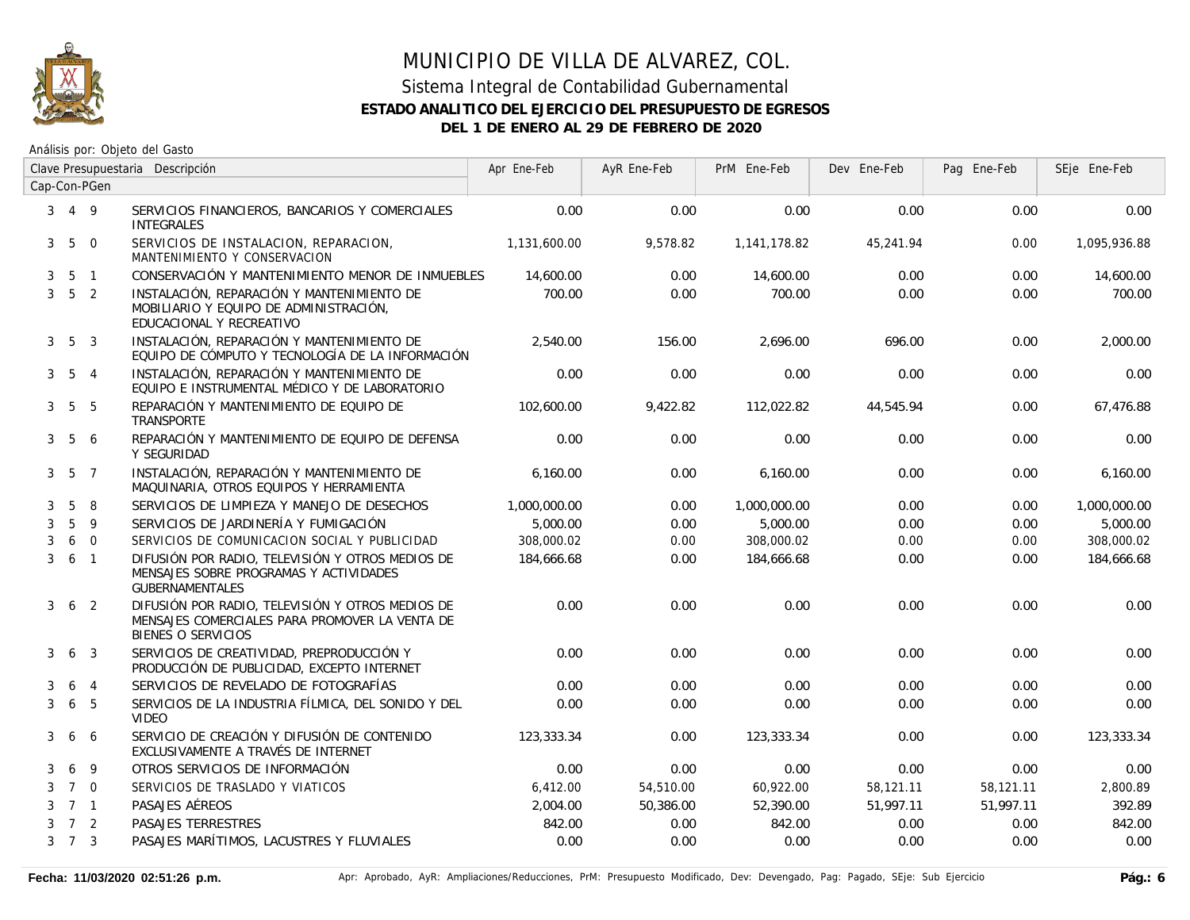# MUNICIPIO DE VILLA DE ALVAREZ, COL.

## Sistema Integral de Contabilidad Gubernamental

### ESTADO ANALITICO DEL EJERCICIO DEL PRESUPUESTO DE EGRESOS

### DEL 1 DE ENERO AL 29 DE FEBRERO DE 2020

Análisis por: Objeto del Gasto

| Clave Presupuestaria Cap-Con-PGen | Descripción | Apr Ene-Feb | AyR Ene-Feb | PrM Ene-Feb | Dev Ene-Feb | Pag Ene-Feb | SEje Ene-Feb |
|---|---|---|---|---|---|---|---|
| 3 4 9 | SERVICIOS FINANCIEROS, BANCARIOS Y COMERCIALES INTEGRALES | 0.00 | 0.00 | 0.00 | 0.00 | 0.00 | 0.00 |
| 3 5 0 | SERVICIOS DE INSTALACION, REPARACION, MANTENIMIENTO Y CONSERVACION | 1,131,600.00 | 9,578.82 | 1,141,178.82 | 45,241.94 | 0.00 | 1,095,936.88 |
| 3 5 1 | CONSERVACIÓN Y MANTENIMIENTO MENOR DE INMUEBLES | 14,600.00 | 0.00 | 14,600.00 | 0.00 | 0.00 | 14,600.00 |
| 3 5 2 | INSTALACIÓN, REPARACIÓN Y MANTENIMIENTO DE MOBILIARIO Y EQUIPO DE ADMINISTRACIÓN, EDUCACIONAL Y RECREATIVO | 700.00 | 0.00 | 700.00 | 0.00 | 0.00 | 700.00 |
| 3 5 3 | INSTALACIÓN, REPARACIÓN Y MANTENIMIENTO DE EQUIPO DE CÓMPUTO Y TECNOLOGÍA DE LA INFORMACIÓN | 2,540.00 | 156.00 | 2,696.00 | 696.00 | 0.00 | 2,000.00 |
| 3 5 4 | INSTALACIÓN, REPARACIÓN Y MANTENIMIENTO DE EQUIPO E INSTRUMENTAL MÉDICO Y DE LABORATORIO | 0.00 | 0.00 | 0.00 | 0.00 | 0.00 | 0.00 |
| 3 5 5 | REPARACIÓN Y MANTENIMIENTO DE EQUIPO DE TRANSPORTE | 102,600.00 | 9,422.82 | 112,022.82 | 44,545.94 | 0.00 | 67,476.88 |
| 3 5 6 | REPARACIÓN Y MANTENIMIENTO DE EQUIPO DE DEFENSA Y SEGURIDAD | 0.00 | 0.00 | 0.00 | 0.00 | 0.00 | 0.00 |
| 3 5 7 | INSTALACIÓN, REPARACIÓN Y MANTENIMIENTO DE MAQUINARIA, OTROS EQUIPOS Y HERRAMIENTA | 6,160.00 | 0.00 | 6,160.00 | 0.00 | 0.00 | 6,160.00 |
| 3 5 8 | SERVICIOS DE LIMPIEZA Y MANEJO DE DESECHOS | 1,000,000.00 | 0.00 | 1,000,000.00 | 0.00 | 0.00 | 1,000,000.00 |
| 3 5 9 | SERVICIOS DE JARDINERÍA Y FUMIGACIÓN | 5,000.00 | 0.00 | 5,000.00 | 0.00 | 0.00 | 5,000.00 |
| 3 6 0 | SERVICIOS DE COMUNICACION SOCIAL Y PUBLICIDAD | 308,000.02 | 0.00 | 308,000.02 | 0.00 | 0.00 | 308,000.02 |
| 3 6 1 | DIFUSIÓN POR RADIO, TELEVISIÓN Y OTROS MEDIOS DE MENSAJES SOBRE PROGRAMAS Y ACTIVIDADES GUBERNAMENTALES | 184,666.68 | 0.00 | 184,666.68 | 0.00 | 0.00 | 184,666.68 |
| 3 6 2 | DIFUSIÓN POR RADIO, TELEVISIÓN Y OTROS MEDIOS DE MENSAJES COMERCIALES PARA PROMOVER LA VENTA DE BIENES O SERVICIOS | 0.00 | 0.00 | 0.00 | 0.00 | 0.00 | 0.00 |
| 3 6 3 | SERVICIOS DE CREATIVIDAD, PREPRODUCCIÓN Y PRODUCCIÓN DE PUBLICIDAD, EXCEPTO INTERNET | 0.00 | 0.00 | 0.00 | 0.00 | 0.00 | 0.00 |
| 3 6 4 | SERVICIOS DE REVELADO DE FOTOGRAFÍAS | 0.00 | 0.00 | 0.00 | 0.00 | 0.00 | 0.00 |
| 3 6 5 | SERVICIOS DE LA INDUSTRIA FÍLMICA, DEL SONIDO Y DEL VIDEO | 0.00 | 0.00 | 0.00 | 0.00 | 0.00 | 0.00 |
| 3 6 6 | SERVICIO DE CREACIÓN Y DIFUSIÓN DE CONTENIDO EXCLUSIVAMENTE A TRAVÉS DE INTERNET | 123,333.34 | 0.00 | 123,333.34 | 0.00 | 0.00 | 123,333.34 |
| 3 6 9 | OTROS SERVICIOS DE INFORMACIÓN | 0.00 | 0.00 | 0.00 | 0.00 | 0.00 | 0.00 |
| 3 7 0 | SERVICIOS DE TRASLADO Y VIATICOS | 6,412.00 | 54,510.00 | 60,922.00 | 58,121.11 | 58,121.11 | 2,800.89 |
| 3 7 1 | PASAJES AÉREOS | 2,004.00 | 50,386.00 | 52,390.00 | 51,997.11 | 51,997.11 | 392.89 |
| 3 7 2 | PASAJES TERRESTRES | 842.00 | 0.00 | 842.00 | 0.00 | 0.00 | 842.00 |
| 3 7 3 | PASAJES MARÍTIMOS, LACUSTRES Y FLUVIALES | 0.00 | 0.00 | 0.00 | 0.00 | 0.00 | 0.00 |

Fecha: 11/03/2020 02:51:26 p.m.

Apr: Aprobado, AyR: Ampliaciones/Reducciones, PrM: Presupuesto Modificado, Dev: Devengado, Pag: Pagado, SEje: Sub Ejercicio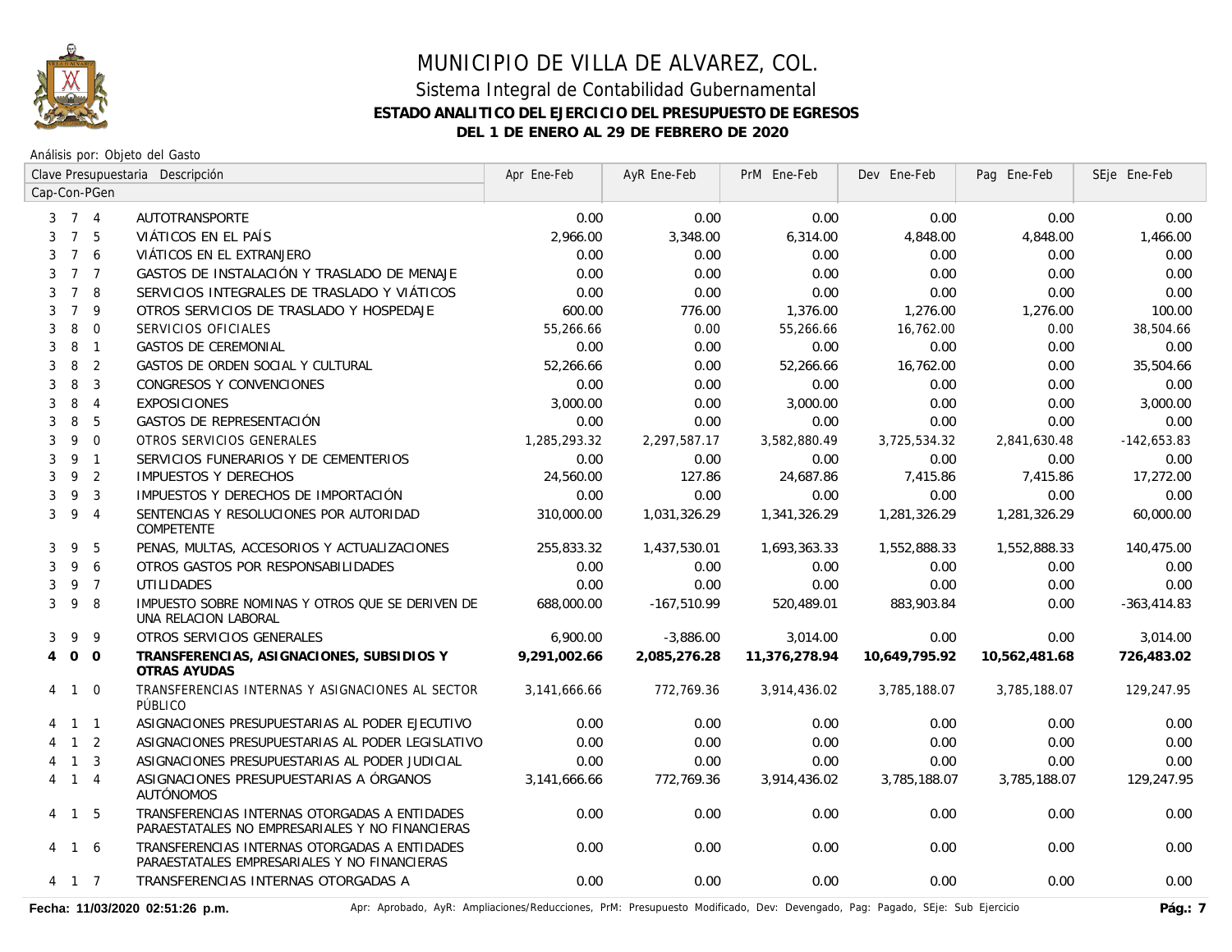# MUNICIPIO DE VILLA DE ALVAREZ, COL.

## Sistema Integral de Contabilidad Gubernamental

### ESTADO ANALITICO DEL EJERCICIO DEL PRESUPUESTO DE EGRESOS

### DEL 1 DE ENERO AL 29 DE FEBRERO DE 2020

Análisis por: Objeto del Gasto

| Clave Presupuestaria Cap-Con-PGen | Descripción | Apr Ene-Feb | AyR Ene-Feb | PrM Ene-Feb | Dev Ene-Feb | Pag Ene-Feb | SEje Ene-Feb |
|---|---|---|---|---|---|---|---|
| 3 7 4 | AUTOTRANSPORTE | 0.00 | 0.00 | 0.00 | 0.00 | 0.00 | 0.00 |
| 3 7 5 | VIÁTICOS EN EL PAÍS | 2,966.00 | 3,348.00 | 6,314.00 | 4,848.00 | 4,848.00 | 1,466.00 |
| 3 7 6 | VIÁTICOS EN EL EXTRANJERO | 0.00 | 0.00 | 0.00 | 0.00 | 0.00 | 0.00 |
| 3 7 7 | GASTOS DE INSTALACIÓN Y TRASLADO DE MENAJE | 0.00 | 0.00 | 0.00 | 0.00 | 0.00 | 0.00 |
| 3 7 8 | SERVICIOS INTEGRALES DE TRASLADO Y VIÁTICOS | 0.00 | 0.00 | 0.00 | 0.00 | 0.00 | 0.00 |
| 3 7 9 | OTROS SERVICIOS DE TRASLADO Y HOSPEDAJE | 600.00 | 776.00 | 1,376.00 | 1,276.00 | 1,276.00 | 100.00 |
| 3 8 0 | SERVICIOS OFICIALES | 55,266.66 | 0.00 | 55,266.66 | 16,762.00 | 0.00 | 38,504.66 |
| 3 8 1 | GASTOS DE CEREMONIAL | 0.00 | 0.00 | 0.00 | 0.00 | 0.00 | 0.00 |
| 3 8 2 | GASTOS DE ORDEN SOCIAL Y CULTURAL | 52,266.66 | 0.00 | 52,266.66 | 16,762.00 | 0.00 | 35,504.66 |
| 3 8 3 | CONGRESOS Y CONVENCIONES | 0.00 | 0.00 | 0.00 | 0.00 | 0.00 | 0.00 |
| 3 8 4 | EXPOSICIONES | 3,000.00 | 0.00 | 3,000.00 | 0.00 | 0.00 | 3,000.00 |
| 3 8 5 | GASTOS DE REPRESENTACIÓN | 0.00 | 0.00 | 0.00 | 0.00 | 0.00 | 0.00 |
| 3 9 0 | OTROS SERVICIOS GENERALES | 1,285,293.32 | 2,297,587.17 | 3,582,880.49 | 3,725,534.32 | 2,841,630.48 | -142,653.83 |
| 3 9 1 | SERVICIOS FUNERARIOS Y DE CEMENTERIOS | 0.00 | 0.00 | 0.00 | 0.00 | 0.00 | 0.00 |
| 3 9 2 | IMPUESTOS Y DERECHOS | 24,560.00 | 127.86 | 24,687.86 | 7,415.86 | 7,415.86 | 17,272.00 |
| 3 9 3 | IMPUESTOS Y DERECHOS DE IMPORTACIÓN | 0.00 | 0.00 | 0.00 | 0.00 | 0.00 | 0.00 |
| 3 9 4 | SENTENCIAS Y RESOLUCIONES POR AUTORIDAD COMPETENTE | 310,000.00 | 1,031,326.29 | 1,341,326.29 | 1,281,326.29 | 1,281,326.29 | 60,000.00 |
| 3 9 5 | PENAS, MULTAS, ACCESORIOS Y ACTUALIZACIONES | 255,833.32 | 1,437,530.01 | 1,693,363.33 | 1,552,888.33 | 1,552,888.33 | 140,475.00 |
| 3 9 6 | OTROS GASTOS POR RESPONSABILIDADES | 0.00 | 0.00 | 0.00 | 0.00 | 0.00 | 0.00 |
| 3 9 7 | UTILIDADES | 0.00 | 0.00 | 0.00 | 0.00 | 0.00 | 0.00 |
| 3 9 8 | IMPUESTO SOBRE NOMINAS Y OTROS QUE SE DERIVEN DE UNA RELACION LABORAL | 688,000.00 | -167,510.99 | 520,489.01 | 883,903.84 | 0.00 | -363,414.83 |
| 3 9 9 | OTROS SERVICIOS GENERALES | 6,900.00 | -3,886.00 | 3,014.00 | 0.00 | 0.00 | 3,014.00 |
| **4 0 0** | **TRANSFERENCIAS, ASIGNACIONES, SUBSIDIOS Y OTRAS AYUDAS** | **9,291,002.66** | **2,085,276.28** | **11,376,278.94** | **10,649,795.92** | **10,562,481.68** | **726,483.02** |
| 4 1 0 | TRANSFERENCIAS INTERNAS Y ASIGNACIONES AL SECTOR PÚBLICO | 3,141,666.66 | 772,769.36 | 3,914,436.02 | 3,785,188.07 | 3,785,188.07 | 129,247.95 |
| 4 1 1 | ASIGNACIONES PRESUPUESTARIAS AL PODER EJECUTIVO | 0.00 | 0.00 | 0.00 | 0.00 | 0.00 | 0.00 |
| 4 1 2 | ASIGNACIONES PRESUPUESTARIAS AL PODER LEGISLATIVO | 0.00 | 0.00 | 0.00 | 0.00 | 0.00 | 0.00 |
| 4 1 3 | ASIGNACIONES PRESUPUESTARIAS AL PODER JUDICIAL | 0.00 | 0.00 | 0.00 | 0.00 | 0.00 | 0.00 |
| 4 1 4 | ASIGNACIONES PRESUPUESTARIAS A ÓRGANOS AUTÓNOMOS | 3,141,666.66 | 772,769.36 | 3,914,436.02 | 3,785,188.07 | 3,785,188.07 | 129,247.95 |
| 4 1 5 | TRANSFERENCIAS INTERNAS OTORGADAS A ENTIDADES PARAESTATALES NO EMPRESARIALES Y NO FINANCIERAS | 0.00 | 0.00 | 0.00 | 0.00 | 0.00 | 0.00 |
| 4 1 6 | TRANSFERENCIAS INTERNAS OTORGADAS A ENTIDADES PARAESTATALES EMPRESARIALES Y NO FINANCIERAS | 0.00 | 0.00 | 0.00 | 0.00 | 0.00 | 0.00 |
| 4 1 7 | TRANSFERENCIAS INTERNAS OTORGADAS A | 0.00 | 0.00 | 0.00 | 0.00 | 0.00 | 0.00 |

Fecha: 11/03/2020 02:51:26 p.m.

Apr: Aprobado, AyR: Ampliaciones/Reducciones, PrM: Presupuesto Modificado, Dev: Devengado, Pag: Pagado, SEje: Sub Ejercicio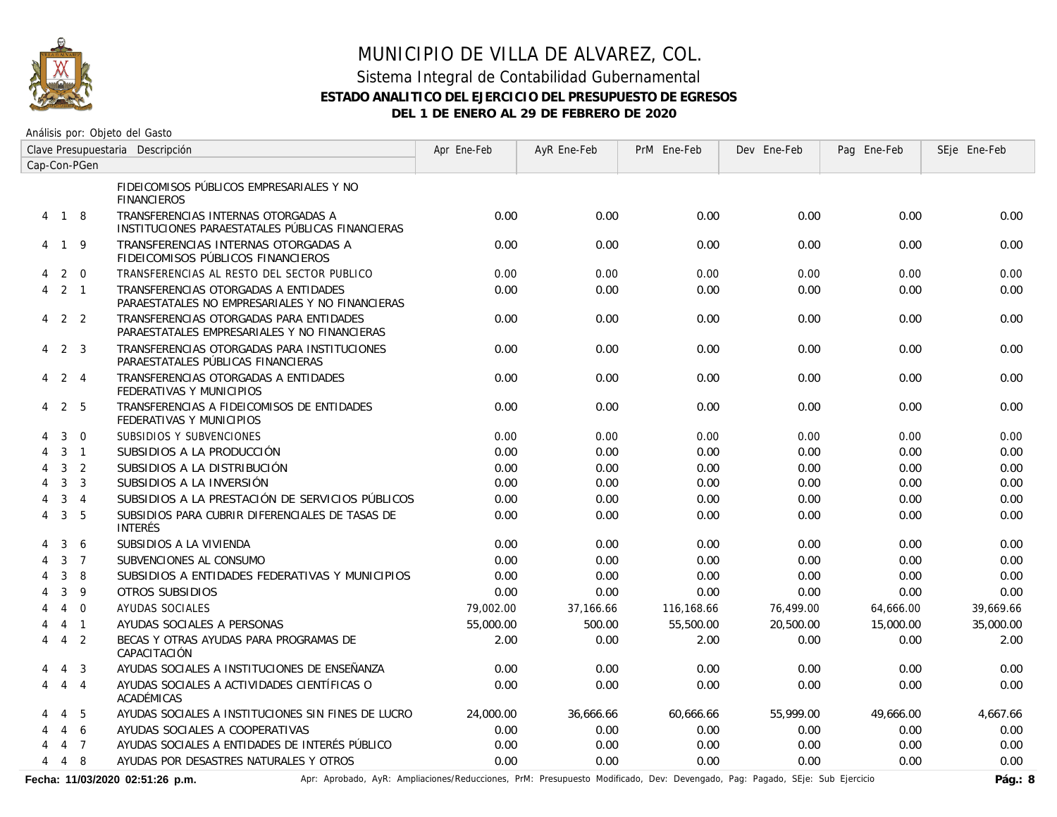# MUNICIPIO DE VILLA DE ALVAREZ, COL.

## Sistema Integral de Contabilidad Gubernamental

### ESTADO ANALITICO DEL EJERCICIO DEL PRESUPUESTO DE EGRESOS

### DEL 1 DE ENERO AL 29 DE FEBRERO DE 2020

Análisis por: Objeto del Gasto

| Clave Presupuestaria Cap-Con-PGen | Descripción | Apr Ene-Feb | AyR Ene-Feb | PrM Ene-Feb | Dev Ene-Feb | Pag Ene-Feb | SEje Ene-Feb |
|---|---|---|---|---|---|---|---|
| | FIDEICOMISOS PÚBLICOS EMPRESARIALES Y NO FINANCIEROS | | | | | | |
| 4 1 8 | TRANSFERENCIAS INTERNAS OTORGADAS A INSTITUCIONES PARAESTATALES PÚBLICAS FINANCIERAS | 0.00 | 0.00 | 0.00 | 0.00 | 0.00 | 0.00 |
| 4 1 9 | TRANSFERENCIAS INTERNAS OTORGADAS A FIDEICOMISOS PÚBLICOS FINANCIEROS | 0.00 | 0.00 | 0.00 | 0.00 | 0.00 | 0.00 |
| 4 2 0 | TRANSFERENCIAS AL RESTO DEL SECTOR PUBLICO | 0.00 | 0.00 | 0.00 | 0.00 | 0.00 | 0.00 |
| 4 2 1 | TRANSFERENCIAS OTORGADAS A ENTIDADES PARAESTATALES NO EMPRESARIALES Y NO FINANCIERAS | 0.00 | 0.00 | 0.00 | 0.00 | 0.00 | 0.00 |
| 4 2 2 | TRANSFERENCIAS OTORGADAS PARA ENTIDADES PARAESTATALES EMPRESARIALES Y NO FINANCIERAS | 0.00 | 0.00 | 0.00 | 0.00 | 0.00 | 0.00 |
| 4 2 3 | TRANSFERENCIAS OTORGADAS PARA INSTITUCIONES PARAESTATALES PÚBLICAS FINANCIERAS | 0.00 | 0.00 | 0.00 | 0.00 | 0.00 | 0.00 |
| 4 2 4 | TRANSFERENCIAS OTORGADAS A ENTIDADES FEDERATIVAS Y MUNICIPIOS | 0.00 | 0.00 | 0.00 | 0.00 | 0.00 | 0.00 |
| 4 2 5 | TRANSFERENCIAS A FIDEICOMISOS DE ENTIDADES FEDERATIVAS Y MUNICIPIOS | 0.00 | 0.00 | 0.00 | 0.00 | 0.00 | 0.00 |
| 4 3 0 | SUBSIDIOS Y SUBVENCIONES | 0.00 | 0.00 | 0.00 | 0.00 | 0.00 | 0.00 |
| 4 3 1 | SUBSIDIOS A LA PRODUCCIÓN | 0.00 | 0.00 | 0.00 | 0.00 | 0.00 | 0.00 |
| 4 3 2 | SUBSIDIOS A LA DISTRIBUCIÓN | 0.00 | 0.00 | 0.00 | 0.00 | 0.00 | 0.00 |
| 4 3 3 | SUBSIDIOS A LA INVERSIÓN | 0.00 | 0.00 | 0.00 | 0.00 | 0.00 | 0.00 |
| 4 3 4 | SUBSIDIOS A LA PRESTACIÓN DE SERVICIOS PÚBLICOS | 0.00 | 0.00 | 0.00 | 0.00 | 0.00 | 0.00 |
| 4 3 5 | SUBSIDIOS PARA CUBRIR DIFERENCIALES DE TASAS DE INTERÉS | 0.00 | 0.00 | 0.00 | 0.00 | 0.00 | 0.00 |
| 4 3 6 | SUBSIDIOS A LA VIVIENDA | 0.00 | 0.00 | 0.00 | 0.00 | 0.00 | 0.00 |
| 4 3 7 | SUBVENCIONES AL CONSUMO | 0.00 | 0.00 | 0.00 | 0.00 | 0.00 | 0.00 |
| 4 3 8 | SUBSIDIOS A ENTIDADES FEDERATIVAS Y MUNICIPIOS | 0.00 | 0.00 | 0.00 | 0.00 | 0.00 | 0.00 |
| 4 3 9 | OTROS SUBSIDIOS | 0.00 | 0.00 | 0.00 | 0.00 | 0.00 | 0.00 |
| 4 4 0 | AYUDAS SOCIALES | 79,002.00 | 37,166.66 | 116,168.66 | 76,499.00 | 64,666.00 | 39,669.66 |
| 4 4 1 | AYUDAS SOCIALES A PERSONAS | 55,000.00 | 500.00 | 55,500.00 | 20,500.00 | 15,000.00 | 35,000.00 |
| 4 4 2 | BECAS Y OTRAS AYUDAS PARA PROGRAMAS DE CAPACITACIÓN | 2.00 | 0.00 | 2.00 | 0.00 | 0.00 | 2.00 |
| 4 4 3 | AYUDAS SOCIALES A INSTITUCIONES DE ENSEÑANZA | 0.00 | 0.00 | 0.00 | 0.00 | 0.00 | 0.00 |
| 4 4 4 | AYUDAS SOCIALES A ACTIVIDADES CIENTÍFICAS O ACADÉMICAS | 0.00 | 0.00 | 0.00 | 0.00 | 0.00 | 0.00 |
| 4 4 5 | AYUDAS SOCIALES A INSTITUCIONES SIN FINES DE LUCRO | 24,000.00 | 36,666.66 | 60,666.66 | 55,999.00 | 49,666.00 | 4,667.66 |
| 4 4 6 | AYUDAS SOCIALES A COOPERATIVAS | 0.00 | 0.00 | 0.00 | 0.00 | 0.00 | 0.00 |
| 4 4 7 | AYUDAS SOCIALES A ENTIDADES DE INTERÉS PÚBLICO | 0.00 | 0.00 | 0.00 | 0.00 | 0.00 | 0.00 |
| 4 4 8 | AYUDAS POR DESASTRES NATURALES Y OTROS | 0.00 | 0.00 | 0.00 | 0.00 | 0.00 | 0.00 |

Fecha: 11/03/2020 02:51:26 p.m.

Apr: Aprobado, AyR: Ampliaciones/Reducciones, PrM: Presupuesto Modificado, Dev: Devengado, Pag: Pagado, SEje: Sub Ejercicio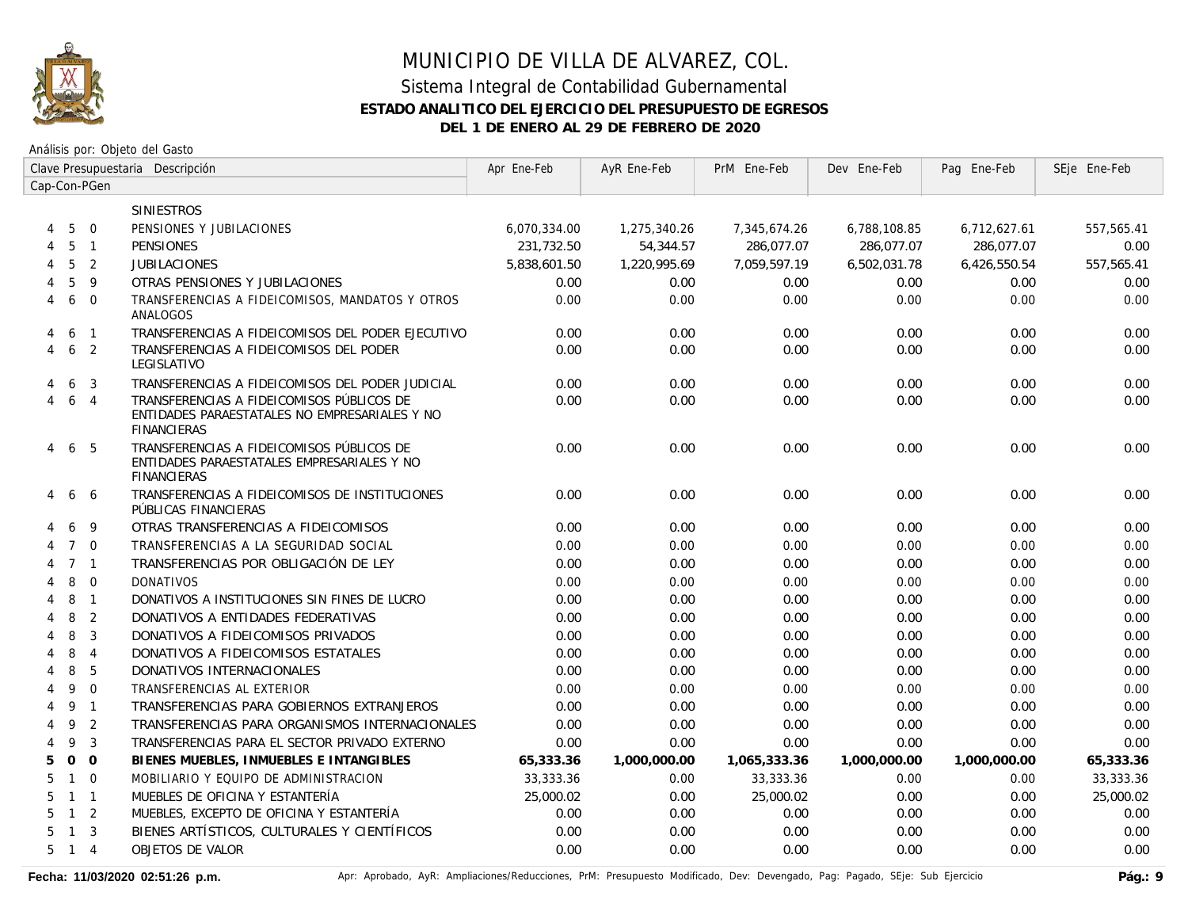# MUNICIPIO DE VILLA DE ALVAREZ, COL.

## Sistema Integral de Contabilidad Gubernamental

### ESTADO ANALITICO DEL EJERCICIO DEL PRESUPUESTO DE EGRESOS

### DEL 1 DE ENERO AL 29 DE FEBRERO DE 2020

Análisis por: Objeto del Gasto

| Clave Presupuestaria Cap-Con-PGen | Descripción | Apr Ene-Feb | AyR Ene-Feb | PrM Ene-Feb | Dev Ene-Feb | Pag Ene-Feb | SEje Ene-Feb |
|---|---|---|---|---|---|---|---|
| | SINIESTROS | | | | | | |
| 4 5 0 | PENSIONES Y JUBILACIONES | 6,070,334.00 | 1,275,340.26 | 7,345,674.26 | 6,788,108.85 | 6,712,627.61 | 557,565.41 |
| 4 5 1 | PENSIONES | 231,732.50 | 54,344.57 | 286,077.07 | 286,077.07 | 286,077.07 | 0.00 |
| 4 5 2 | JUBILACIONES | 5,838,601.50 | 1,220,995.69 | 7,059,597.19 | 6,502,031.78 | 6,426,550.54 | 557,565.41 |
| 4 5 9 | OTRAS PENSIONES Y JUBILACIONES | 0.00 | 0.00 | 0.00 | 0.00 | 0.00 | 0.00 |
| 4 6 0 | TRANSFERENCIAS A FIDEICOMISOS, MANDATOS Y OTROS ANALOGOS | 0.00 | 0.00 | 0.00 | 0.00 | 0.00 | 0.00 |
| 4 6 1 | TRANSFERENCIAS A FIDEICOMISOS DEL PODER EJECUTIVO | 0.00 | 0.00 | 0.00 | 0.00 | 0.00 | 0.00 |
| 4 6 2 | TRANSFERENCIAS A FIDEICOMISOS DEL PODER LEGISLATIVO | 0.00 | 0.00 | 0.00 | 0.00 | 0.00 | 0.00 |
| 4 6 3 | TRANSFERENCIAS A FIDEICOMISOS DEL PODER JUDICIAL | 0.00 | 0.00 | 0.00 | 0.00 | 0.00 | 0.00 |
| 4 6 4 | TRANSFERENCIAS A FIDEICOMISOS PÚBLICOS DE ENTIDADES PARAESTATALES NO EMPRESARIALES Y NO FINANCIERAS | 0.00 | 0.00 | 0.00 | 0.00 | 0.00 | 0.00 |
| 4 6 5 | TRANSFERENCIAS A FIDEICOMISOS PÚBLICOS DE ENTIDADES PARAESTATALES EMPRESARIALES Y NO FINANCIERAS | 0.00 | 0.00 | 0.00 | 0.00 | 0.00 | 0.00 |
| 4 6 6 | TRANSFERENCIAS A FIDEICOMISOS DE INSTITUCIONES PÚBLICAS FINANCIERAS | 0.00 | 0.00 | 0.00 | 0.00 | 0.00 | 0.00 |
| 4 6 9 | OTRAS TRANSFERENCIAS A FIDEICOMISOS | 0.00 | 0.00 | 0.00 | 0.00 | 0.00 | 0.00 |
| 4 7 0 | TRANSFERENCIAS A LA SEGURIDAD SOCIAL | 0.00 | 0.00 | 0.00 | 0.00 | 0.00 | 0.00 |
| 4 7 1 | TRANSFERENCIAS POR OBLIGACIÓN DE LEY | 0.00 | 0.00 | 0.00 | 0.00 | 0.00 | 0.00 |
| 4 8 0 | DONATIVOS | 0.00 | 0.00 | 0.00 | 0.00 | 0.00 | 0.00 |
| 4 8 1 | DONATIVOS A INSTITUCIONES SIN FINES DE LUCRO | 0.00 | 0.00 | 0.00 | 0.00 | 0.00 | 0.00 |
| 4 8 2 | DONATIVOS A ENTIDADES FEDERATIVAS | 0.00 | 0.00 | 0.00 | 0.00 | 0.00 | 0.00 |
| 4 8 3 | DONATIVOS A FIDEICOMISOS PRIVADOS | 0.00 | 0.00 | 0.00 | 0.00 | 0.00 | 0.00 |
| 4 8 4 | DONATIVOS A FIDEICOMISOS ESTATALES | 0.00 | 0.00 | 0.00 | 0.00 | 0.00 | 0.00 |
| 4 8 5 | DONATIVOS INTERNACIONALES | 0.00 | 0.00 | 0.00 | 0.00 | 0.00 | 0.00 |
| 4 9 0 | TRANSFERENCIAS AL EXTERIOR | 0.00 | 0.00 | 0.00 | 0.00 | 0.00 | 0.00 |
| 4 9 1 | TRANSFERENCIAS PARA GOBIERNOS EXTRANJEROS | 0.00 | 0.00 | 0.00 | 0.00 | 0.00 | 0.00 |
| 4 9 2 | TRANSFERENCIAS PARA ORGANISMOS INTERNACIONALES | 0.00 | 0.00 | 0.00 | 0.00 | 0.00 | 0.00 |
| 4 9 3 | TRANSFERENCIAS PARA EL SECTOR PRIVADO EXTERNO | 0.00 | 0.00 | 0.00 | 0.00 | 0.00 | 0.00 |
| **5 0 0** | **BIENES MUEBLES, INMUEBLES E INTANGIBLES** | **65,333.36** | **1,000,000.00** | **1,065,333.36** | **1,000,000.00** | **1,000,000.00** | **65,333.36** |
| 5 1 0 | MOBILIARIO Y EQUIPO DE ADMINISTRACION | 33,333.36 | 0.00 | 33,333.36 | 0.00 | 0.00 | 33,333.36 |
| 5 1 1 | MUEBLES DE OFICINA Y ESTANTERÍA | 25,000.02 | 0.00 | 25,000.02 | 0.00 | 0.00 | 25,000.02 |
| 5 1 2 | MUEBLES, EXCEPTO DE OFICINA Y ESTANTERÍA | 0.00 | 0.00 | 0.00 | 0.00 | 0.00 | 0.00 |
| 5 1 3 | BIENES ARTÍSTICOS, CULTURALES Y CIENTÍFICOS | 0.00 | 0.00 | 0.00 | 0.00 | 0.00 | 0.00 |
| 5 1 4 | OBJETOS DE VALOR | 0.00 | 0.00 | 0.00 | 0.00 | 0.00 | 0.00 |

Fecha: 11/03/2020 02:51:26 p.m. Apr: Aprobado, AyR: Ampliaciones/Reducciones, PrM: Presupuesto Modificado, Dev: Devengado, Pag: Pagado, SEje: Sub Ejercicio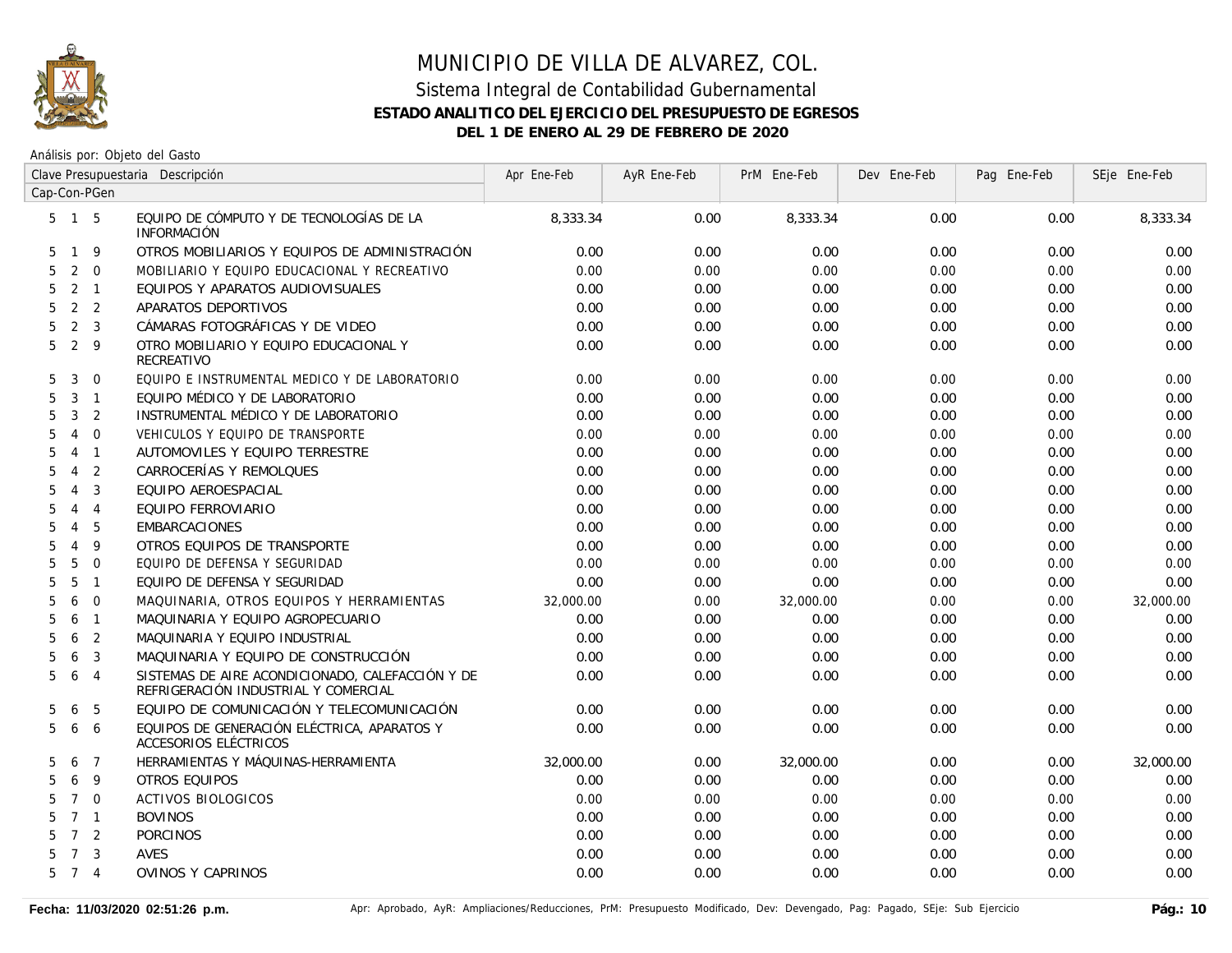# MUNICIPIO DE VILLA DE ALVAREZ, COL.

## Sistema Integral de Contabilidad Gubernamental

### ESTADO ANALITICO DEL EJERCICIO DEL PRESUPUESTO DE EGRESOS

### DEL 1 DE ENERO AL 29 DE FEBRERO DE 2020

Análisis por: Objeto del Gasto

| Clave Presupuestaria Cap-Con-PGen | Descripción | Apr Ene-Feb | AyR Ene-Feb | PrM Ene-Feb | Dev Ene-Feb | Pag Ene-Feb | SEje Ene-Feb |
|---|---|---|---|---|---|---|---|
| 5 1 5 | EQUIPO DE CÓMPUTO Y DE TECNOLOGÍAS DE LA INFORMACIÓN | 8,333.34 | 0.00 | 8,333.34 | 0.00 | 0.00 | 8,333.34 |
| 5 1 9 | OTROS MOBILIARIOS Y EQUIPOS DE ADMINISTRACIÓN | 0.00 | 0.00 | 0.00 | 0.00 | 0.00 | 0.00 |
| 5 2 0 | MOBILIARIO Y EQUIPO EDUCACIONAL Y RECREATIVO | 0.00 | 0.00 | 0.00 | 0.00 | 0.00 | 0.00 |
| 5 2 1 | EQUIPOS Y APARATOS AUDIOVISUALES | 0.00 | 0.00 | 0.00 | 0.00 | 0.00 | 0.00 |
| 5 2 2 | APARATOS DEPORTIVOS | 0.00 | 0.00 | 0.00 | 0.00 | 0.00 | 0.00 |
| 5 2 3 | CÁMARAS FOTOGRÁFICAS Y DE VIDEO | 0.00 | 0.00 | 0.00 | 0.00 | 0.00 | 0.00 |
| 5 2 9 | OTRO MOBILIARIO Y EQUIPO EDUCACIONAL Y RECREATIVO | 0.00 | 0.00 | 0.00 | 0.00 | 0.00 | 0.00 |
| 5 3 0 | EQUIPO E INSTRUMENTAL MEDICO Y DE LABORATORIO | 0.00 | 0.00 | 0.00 | 0.00 | 0.00 | 0.00 |
| 5 3 1 | EQUIPO MÉDICO Y DE LABORATORIO | 0.00 | 0.00 | 0.00 | 0.00 | 0.00 | 0.00 |
| 5 3 2 | INSTRUMENTAL MÉDICO Y DE LABORATORIO | 0.00 | 0.00 | 0.00 | 0.00 | 0.00 | 0.00 |
| 5 4 0 | VEHICULOS Y EQUIPO DE TRANSPORTE | 0.00 | 0.00 | 0.00 | 0.00 | 0.00 | 0.00 |
| 5 4 1 | AUTOMOVILES Y EQUIPO TERRESTRE | 0.00 | 0.00 | 0.00 | 0.00 | 0.00 | 0.00 |
| 5 4 2 | CARROCERÍAS Y REMOLQUES | 0.00 | 0.00 | 0.00 | 0.00 | 0.00 | 0.00 |
| 5 4 3 | EQUIPO AEROESPACIAL | 0.00 | 0.00 | 0.00 | 0.00 | 0.00 | 0.00 |
| 5 4 4 | EQUIPO FERROVIARIO | 0.00 | 0.00 | 0.00 | 0.00 | 0.00 | 0.00 |
| 5 4 5 | EMBARCACIONES | 0.00 | 0.00 | 0.00 | 0.00 | 0.00 | 0.00 |
| 5 4 9 | OTROS EQUIPOS DE TRANSPORTE | 0.00 | 0.00 | 0.00 | 0.00 | 0.00 | 0.00 |
| 5 5 0 | EQUIPO DE DEFENSA Y SEGURIDAD | 0.00 | 0.00 | 0.00 | 0.00 | 0.00 | 0.00 |
| 5 5 1 | EQUIPO DE DEFENSA Y SEGURIDAD | 0.00 | 0.00 | 0.00 | 0.00 | 0.00 | 0.00 |
| 5 6 0 | MAQUINARIA, OTROS EQUIPOS Y HERRAMIENTAS | 32,000.00 | 0.00 | 32,000.00 | 0.00 | 0.00 | 32,000.00 |
| 5 6 1 | MAQUINARIA Y EQUIPO AGROPECUARIO | 0.00 | 0.00 | 0.00 | 0.00 | 0.00 | 0.00 |
| 5 6 2 | MAQUINARIA Y EQUIPO INDUSTRIAL | 0.00 | 0.00 | 0.00 | 0.00 | 0.00 | 0.00 |
| 5 6 3 | MAQUINARIA Y EQUIPO DE CONSTRUCCIÓN | 0.00 | 0.00 | 0.00 | 0.00 | 0.00 | 0.00 |
| 5 6 4 | SISTEMAS DE AIRE ACONDICIONADO, CALEFACCIÓN Y DE REFRIGERACIÓN INDUSTRIAL Y COMERCIAL | 0.00 | 0.00 | 0.00 | 0.00 | 0.00 | 0.00 |
| 5 6 5 | EQUIPO DE COMUNICACIÓN Y TELECOMUNICACIÓN | 0.00 | 0.00 | 0.00 | 0.00 | 0.00 | 0.00 |
| 5 6 6 | EQUIPOS DE GENERACIÓN ELÉCTRICA, APARATOS Y ACCESORIOS ELÉCTRICOS | 0.00 | 0.00 | 0.00 | 0.00 | 0.00 | 0.00 |
| 5 6 7 | HERRAMIENTAS Y MÁQUINAS-HERRAMIENTA | 32,000.00 | 0.00 | 32,000.00 | 0.00 | 0.00 | 32,000.00 |
| 5 6 9 | OTROS EQUIPOS | 0.00 | 0.00 | 0.00 | 0.00 | 0.00 | 0.00 |
| 5 7 0 | ACTIVOS BIOLOGICOS | 0.00 | 0.00 | 0.00 | 0.00 | 0.00 | 0.00 |
| 5 7 1 | BOVINOS | 0.00 | 0.00 | 0.00 | 0.00 | 0.00 | 0.00 |
| 5 7 2 | PORCINOS | 0.00 | 0.00 | 0.00 | 0.00 | 0.00 | 0.00 |
| 5 7 3 | AVES | 0.00 | 0.00 | 0.00 | 0.00 | 0.00 | 0.00 |
| 5 7 4 | OVINOS Y CAPRINOS | 0.00 | 0.00 | 0.00 | 0.00 | 0.00 | 0.00 |

Fecha: 11/03/2020 02:51:26 p.m. — Apr: Aprobado, AyR: Ampliaciones/Reducciones, PrM: Presupuesto Modificado, Dev: Devengado, Pag: Pagado, SEje: Sub Ejercicio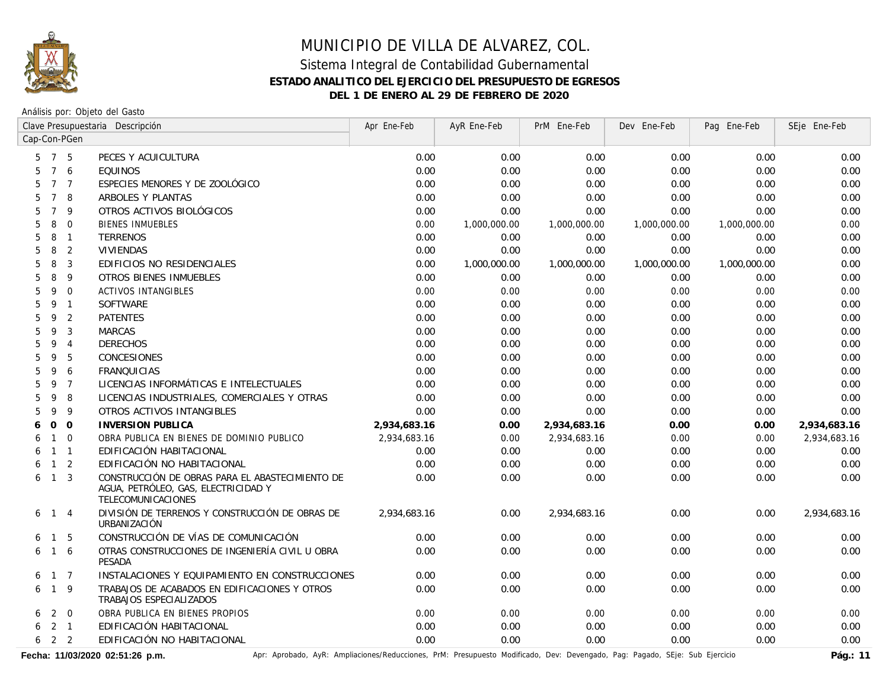# MUNICIPIO DE VILLA DE ALVAREZ, COL.

## Sistema Integral de Contabilidad Gubernamental

### ESTADO ANALITICO DEL EJERCICIO DEL PRESUPUESTO DE EGRESOS

### DEL 1 DE ENERO AL 29 DE FEBRERO DE 2020

Análisis por: Objeto del Gasto

| Clave Presupuestaria Cap-Con-PGen | Descripción | Apr Ene-Feb | AyR Ene-Feb | PrM Ene-Feb | Dev Ene-Feb | Pag Ene-Feb | SEje Ene-Feb |
|---|---|---|---|---|---|---|---|
| 5 7 5 | PECES Y ACUICULTURA | 0.00 | 0.00 | 0.00 | 0.00 | 0.00 | 0.00 |
| 5 7 6 | EQUINOS | 0.00 | 0.00 | 0.00 | 0.00 | 0.00 | 0.00 |
| 5 7 7 | ESPECIES MENORES Y DE ZOOLÓGICO | 0.00 | 0.00 | 0.00 | 0.00 | 0.00 | 0.00 |
| 5 7 8 | ARBOLES Y PLANTAS | 0.00 | 0.00 | 0.00 | 0.00 | 0.00 | 0.00 |
| 5 7 9 | OTROS ACTIVOS BIOLÓGICOS | 0.00 | 0.00 | 0.00 | 0.00 | 0.00 | 0.00 |
| 5 8 0 | BIENES INMUEBLES | 0.00 | 1,000,000.00 | 1,000,000.00 | 1,000,000.00 | 1,000,000.00 | 0.00 |
| 5 8 1 | TERRENOS | 0.00 | 0.00 | 0.00 | 0.00 | 0.00 | 0.00 |
| 5 8 2 | VIVIENDAS | 0.00 | 0.00 | 0.00 | 0.00 | 0.00 | 0.00 |
| 5 8 3 | EDIFICIOS NO RESIDENCIALES | 0.00 | 1,000,000.00 | 1,000,000.00 | 1,000,000.00 | 1,000,000.00 | 0.00 |
| 5 8 9 | OTROS BIENES INMUEBLES | 0.00 | 0.00 | 0.00 | 0.00 | 0.00 | 0.00 |
| 5 9 0 | ACTIVOS INTANGIBLES | 0.00 | 0.00 | 0.00 | 0.00 | 0.00 | 0.00 |
| 5 9 1 | SOFTWARE | 0.00 | 0.00 | 0.00 | 0.00 | 0.00 | 0.00 |
| 5 9 2 | PATENTES | 0.00 | 0.00 | 0.00 | 0.00 | 0.00 | 0.00 |
| 5 9 3 | MARCAS | 0.00 | 0.00 | 0.00 | 0.00 | 0.00 | 0.00 |
| 5 9 4 | DERECHOS | 0.00 | 0.00 | 0.00 | 0.00 | 0.00 | 0.00 |
| 5 9 5 | CONCESIONES | 0.00 | 0.00 | 0.00 | 0.00 | 0.00 | 0.00 |
| 5 9 6 | FRANQUICIAS | 0.00 | 0.00 | 0.00 | 0.00 | 0.00 | 0.00 |
| 5 9 7 | LICENCIAS INFORMÁTICAS E INTELECTUALES | 0.00 | 0.00 | 0.00 | 0.00 | 0.00 | 0.00 |
| 5 9 8 | LICENCIAS INDUSTRIALES, COMERCIALES Y OTRAS | 0.00 | 0.00 | 0.00 | 0.00 | 0.00 | 0.00 |
| 5 9 9 | OTROS ACTIVOS INTANGIBLES | 0.00 | 0.00 | 0.00 | 0.00 | 0.00 | 0.00 |
| **6 0 0** | **INVERSION PUBLICA** | **2,934,683.16** | **0.00** | **2,934,683.16** | **0.00** | **0.00** | **2,934,683.16** |
| 6 1 0 | OBRA PUBLICA EN BIENES DE DOMINIO PUBLICO | 2,934,683.16 | 0.00 | 2,934,683.16 | 0.00 | 0.00 | 2,934,683.16 |
| 6 1 1 | EDIFICACIÓN HABITACIONAL | 0.00 | 0.00 | 0.00 | 0.00 | 0.00 | 0.00 |
| 6 1 2 | EDIFICACIÓN NO HABITACIONAL | 0.00 | 0.00 | 0.00 | 0.00 | 0.00 | 0.00 |
| 6 1 3 | CONSTRUCCIÓN DE OBRAS PARA EL ABASTECIMIENTO DE AGUA, PETRÓLEO, GAS, ELECTRICIDAD Y TELECOMUNICACIONES | 0.00 | 0.00 | 0.00 | 0.00 | 0.00 | 0.00 |
| 6 1 4 | DIVISIÓN DE TERRENOS Y CONSTRUCCIÓN DE OBRAS DE URBANIZACIÓN | 2,934,683.16 | 0.00 | 2,934,683.16 | 0.00 | 0.00 | 2,934,683.16 |
| 6 1 5 | CONSTRUCCIÓN DE VÍAS DE COMUNICACIÓN | 0.00 | 0.00 | 0.00 | 0.00 | 0.00 | 0.00 |
| 6 1 6 | OTRAS CONSTRUCCIONES DE INGENIERÍA CIVIL U OBRA PESADA | 0.00 | 0.00 | 0.00 | 0.00 | 0.00 | 0.00 |
| 6 1 7 | INSTALACIONES Y EQUIPAMIENTO EN CONSTRUCCIONES | 0.00 | 0.00 | 0.00 | 0.00 | 0.00 | 0.00 |
| 6 1 9 | TRABAJOS DE ACABADOS EN EDIFICACIONES Y OTROS TRABAJOS ESPECIALIZADOS | 0.00 | 0.00 | 0.00 | 0.00 | 0.00 | 0.00 |
| 6 2 0 | OBRA PUBLICA EN BIENES PROPIOS | 0.00 | 0.00 | 0.00 | 0.00 | 0.00 | 0.00 |
| 6 2 1 | EDIFICACIÓN HABITACIONAL | 0.00 | 0.00 | 0.00 | 0.00 | 0.00 | 0.00 |
| 6 2 2 | EDIFICACIÓN NO HABITACIONAL | 0.00 | 0.00 | 0.00 | 0.00 | 0.00 | 0.00 |

Fecha: 11/03/2020 02:51:26 p.m.

Apr: Aprobado, AyR: Ampliaciones/Reducciones, PrM: Presupuesto Modificado, Dev: Devengado, Pag: Pagado, SEje: Sub Ejercicio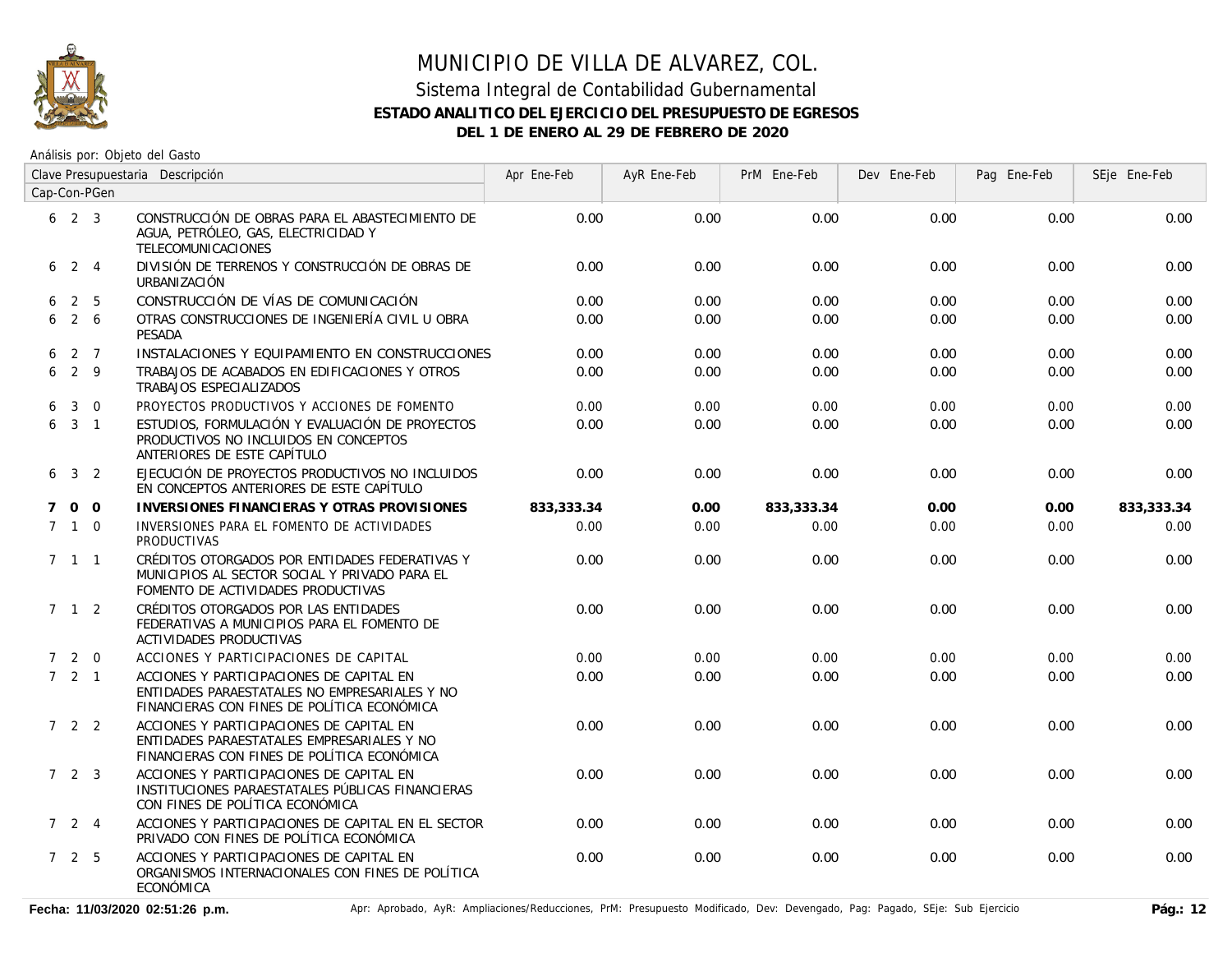# MUNICIPIO DE VILLA DE ALVAREZ, COL.

## Sistema Integral de Contabilidad Gubernamental

### ESTADO ANALITICO DEL EJERCICIO DEL PRESUPUESTO DE EGRESOS

### DEL 1 DE ENERO AL 29 DE FEBRERO DE 2020

Análisis por: Objeto del Gasto

| Clave Presupuestaria Cap-Con-PGen | Descripción | Apr Ene-Feb | AyR Ene-Feb | PrM Ene-Feb | Dev Ene-Feb | Pag Ene-Feb | SEje Ene-Feb |
|---|---|---|---|---|---|---|---|
| 6 2 3 | CONSTRUCCIÓN DE OBRAS PARA EL ABASTECIMIENTO DE AGUA, PETRÓLEO, GAS, ELECTRICIDAD Y TELECOMUNICACIONES | 0.00 | 0.00 | 0.00 | 0.00 | 0.00 | 0.00 |
| 6 2 4 | DIVISIÓN DE TERRENOS Y CONSTRUCCIÓN DE OBRAS DE URBANIZACIÓN | 0.00 | 0.00 | 0.00 | 0.00 | 0.00 | 0.00 |
| 6 2 5 | CONSTRUCCIÓN DE VÍAS DE COMUNICACIÓN | 0.00 | 0.00 | 0.00 | 0.00 | 0.00 | 0.00 |
| 6 2 6 | OTRAS CONSTRUCCIONES DE INGENIERÍA CIVIL U OBRA PESADA | 0.00 | 0.00 | 0.00 | 0.00 | 0.00 | 0.00 |
| 6 2 7 | INSTALACIONES Y EQUIPAMIENTO EN CONSTRUCCIONES | 0.00 | 0.00 | 0.00 | 0.00 | 0.00 | 0.00 |
| 6 2 9 | TRABAJOS DE ACABADOS EN EDIFICACIONES Y OTROS TRABAJOS ESPECIALIZADOS | 0.00 | 0.00 | 0.00 | 0.00 | 0.00 | 0.00 |
| 6 3 0 | PROYECTOS PRODUCTIVOS Y ACCIONES DE FOMENTO | 0.00 | 0.00 | 0.00 | 0.00 | 0.00 | 0.00 |
| 6 3 1 | ESTUDIOS, FORMULACIÓN Y EVALUACIÓN DE PROYECTOS PRODUCTIVOS NO INCLUIDOS EN CONCEPTOS ANTERIORES DE ESTE CAPÍTULO | 0.00 | 0.00 | 0.00 | 0.00 | 0.00 | 0.00 |
| 6 3 2 | EJECUCIÓN DE PROYECTOS PRODUCTIVOS NO INCLUIDOS EN CONCEPTOS ANTERIORES DE ESTE CAPÍTULO | 0.00 | 0.00 | 0.00 | 0.00 | 0.00 | 0.00 |
| **7 0 0** | **INVERSIONES FINANCIERAS Y OTRAS PROVISIONES** | **833,333.34** | **0.00** | **833,333.34** | **0.00** | **0.00** | **833,333.34** |
| 7 1 0 | INVERSIONES PARA EL FOMENTO DE ACTIVIDADES PRODUCTIVAS | 0.00 | 0.00 | 0.00 | 0.00 | 0.00 | 0.00 |
| 7 1 1 | CRÉDITOS OTORGADOS POR ENTIDADES FEDERATIVAS Y MUNICIPIOS AL SECTOR SOCIAL Y PRIVADO PARA EL FOMENTO DE ACTIVIDADES PRODUCTIVAS | 0.00 | 0.00 | 0.00 | 0.00 | 0.00 | 0.00 |
| 7 1 2 | CRÉDITOS OTORGADOS POR LAS ENTIDADES FEDERATIVAS A MUNICIPIOS PARA EL FOMENTO DE ACTIVIDADES PRODUCTIVAS | 0.00 | 0.00 | 0.00 | 0.00 | 0.00 | 0.00 |
| 7 2 0 | ACCIONES Y PARTICIPACIONES DE CAPITAL | 0.00 | 0.00 | 0.00 | 0.00 | 0.00 | 0.00 |
| 7 2 1 | ACCIONES Y PARTICIPACIONES DE CAPITAL EN ENTIDADES PARAESTATALES NO EMPRESARIALES Y NO FINANCIERAS CON FINES DE POLÍTICA ECONÓMICA | 0.00 | 0.00 | 0.00 | 0.00 | 0.00 | 0.00 |
| 7 2 2 | ACCIONES Y PARTICIPACIONES DE CAPITAL EN ENTIDADES PARAESTATALES EMPRESARIALES Y NO FINANCIERAS CON FINES DE POLÍTICA ECONÓMICA | 0.00 | 0.00 | 0.00 | 0.00 | 0.00 | 0.00 |
| 7 2 3 | ACCIONES Y PARTICIPACIONES DE CAPITAL EN INSTITUCIONES PARAESTATALES PÚBLICAS FINANCIERAS CON FINES DE POLÍTICA ECONÓMICA | 0.00 | 0.00 | 0.00 | 0.00 | 0.00 | 0.00 |
| 7 2 4 | ACCIONES Y PARTICIPACIONES DE CAPITAL EN EL SECTOR PRIVADO CON FINES DE POLÍTICA ECONÓMICA | 0.00 | 0.00 | 0.00 | 0.00 | 0.00 | 0.00 |
| 7 2 5 | ACCIONES Y PARTICIPACIONES DE CAPITAL EN ORGANISMOS INTERNACIONALES CON FINES DE POLÍTICA ECONÓMICA | 0.00 | 0.00 | 0.00 | 0.00 | 0.00 | 0.00 |

Fecha: 11/03/2020 02:51:26 p.m.

Apr: Aprobado, AyR: Ampliaciones/Reducciones, PrM: Presupuesto Modificado, Dev: Devengado, Pag: Pagado, SEje: Sub Ejercicio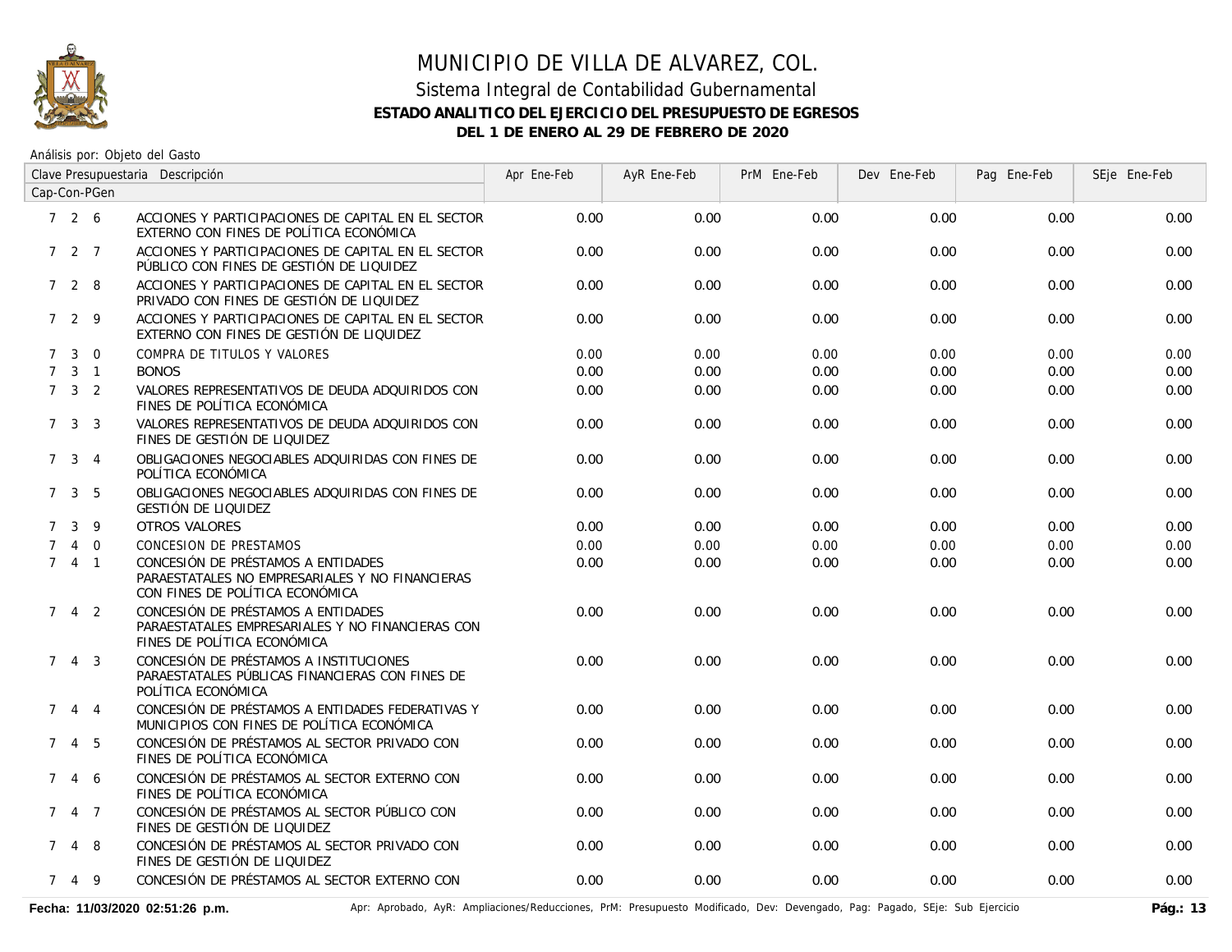# MUNICIPIO DE VILLA DE ALVAREZ, COL.

## Sistema Integral de Contabilidad Gubernamental

**ESTADO ANALITICO DEL EJERCICIO DEL PRESUPUESTO DE EGRESOS**

**DEL 1 DE ENERO AL 29 DE FEBRERO DE 2020**

Análisis por: Objeto del Gasto

| Clave Presupuestaria Cap-Con-PGen | Descripción | Apr Ene-Feb | AyR Ene-Feb | PrM Ene-Feb | Dev Ene-Feb | Pag Ene-Feb | SEje Ene-Feb |
|---|---|---|---|---|---|---|---|
| 7 2 6 | ACCIONES Y PARTICIPACIONES DE CAPITAL EN EL SECTOR EXTERNO CON FINES DE POLÍTICA ECONÓMICA | 0.00 | 0.00 | 0.00 | 0.00 | 0.00 | 0.00 |
| 7 2 7 | ACCIONES Y PARTICIPACIONES DE CAPITAL EN EL SECTOR PÚBLICO CON FINES DE GESTIÓN DE LIQUIDEZ | 0.00 | 0.00 | 0.00 | 0.00 | 0.00 | 0.00 |
| 7 2 8 | ACCIONES Y PARTICIPACIONES DE CAPITAL EN EL SECTOR PRIVADO CON FINES DE GESTIÓN DE LIQUIDEZ | 0.00 | 0.00 | 0.00 | 0.00 | 0.00 | 0.00 |
| 7 2 9 | ACCIONES Y PARTICIPACIONES DE CAPITAL EN EL SECTOR EXTERNO CON FINES DE GESTIÓN DE LIQUIDEZ | 0.00 | 0.00 | 0.00 | 0.00 | 0.00 | 0.00 |
| 7 3 0 | COMPRA DE TITULOS Y VALORES | 0.00 | 0.00 | 0.00 | 0.00 | 0.00 | 0.00 |
| 7 3 1 | BONOS | 0.00 | 0.00 | 0.00 | 0.00 | 0.00 | 0.00 |
| 7 3 2 | VALORES REPRESENTATIVOS DE DEUDA ADQUIRIDOS CON FINES DE POLÍTICA ECONÓMICA | 0.00 | 0.00 | 0.00 | 0.00 | 0.00 | 0.00 |
| 7 3 3 | VALORES REPRESENTATIVOS DE DEUDA ADQUIRIDOS CON FINES DE GESTIÓN DE LIQUIDEZ | 0.00 | 0.00 | 0.00 | 0.00 | 0.00 | 0.00 |
| 7 3 4 | OBLIGACIONES NEGOCIABLES ADQUIRIDAS CON FINES DE POLÍTICA ECONÓMICA | 0.00 | 0.00 | 0.00 | 0.00 | 0.00 | 0.00 |
| 7 3 5 | OBLIGACIONES NEGOCIABLES ADQUIRIDAS CON FINES DE GESTIÓN DE LIQUIDEZ | 0.00 | 0.00 | 0.00 | 0.00 | 0.00 | 0.00 |
| 7 3 9 | OTROS VALORES | 0.00 | 0.00 | 0.00 | 0.00 | 0.00 | 0.00 |
| 7 4 0 | CONCESION DE PRESTAMOS | 0.00 | 0.00 | 0.00 | 0.00 | 0.00 | 0.00 |
| 7 4 1 | CONCESIÓN DE PRÉSTAMOS A ENTIDADES PARAESTATALES NO EMPRESARIALES Y NO FINANCIERAS CON FINES DE POLÍTICA ECONÓMICA | 0.00 | 0.00 | 0.00 | 0.00 | 0.00 | 0.00 |
| 7 4 2 | CONCESIÓN DE PRÉSTAMOS A ENTIDADES PARAESTATALES EMPRESARIALES Y NO FINANCIERAS CON FINES DE POLÍTICA ECONÓMICA | 0.00 | 0.00 | 0.00 | 0.00 | 0.00 | 0.00 |
| 7 4 3 | CONCESIÓN DE PRÉSTAMOS A INSTITUCIONES PARAESTATALES PÚBLICAS FINANCIERAS CON FINES DE POLÍTICA ECONÓMICA | 0.00 | 0.00 | 0.00 | 0.00 | 0.00 | 0.00 |
| 7 4 4 | CONCESIÓN DE PRÉSTAMOS A ENTIDADES FEDERATIVAS Y MUNICIPIOS CON FINES DE POLÍTICA ECONÓMICA | 0.00 | 0.00 | 0.00 | 0.00 | 0.00 | 0.00 |
| 7 4 5 | CONCESIÓN DE PRÉSTAMOS AL SECTOR PRIVADO CON FINES DE POLÍTICA ECONÓMICA | 0.00 | 0.00 | 0.00 | 0.00 | 0.00 | 0.00 |
| 7 4 6 | CONCESIÓN DE PRÉSTAMOS AL SECTOR EXTERNO CON FINES DE POLÍTICA ECONÓMICA | 0.00 | 0.00 | 0.00 | 0.00 | 0.00 | 0.00 |
| 7 4 7 | CONCESIÓN DE PRÉSTAMOS AL SECTOR PÚBLICO CON FINES DE GESTIÓN DE LIQUIDEZ | 0.00 | 0.00 | 0.00 | 0.00 | 0.00 | 0.00 |
| 7 4 8 | CONCESIÓN DE PRÉSTAMOS AL SECTOR PRIVADO CON FINES DE GESTIÓN DE LIQUIDEZ | 0.00 | 0.00 | 0.00 | 0.00 | 0.00 | 0.00 |
| 7 4 9 | CONCESIÓN DE PRÉSTAMOS AL SECTOR EXTERNO CON | 0.00 | 0.00 | 0.00 | 0.00 | 0.00 | 0.00 |

**Fecha: 11/03/2020 02:51:26 p.m.** Apr: Aprobado, AyR: Ampliaciones/Reducciones, PrM: Presupuesto Modificado, Dev: Devengado, Pag: Pagado, SEje: Sub Ejercicio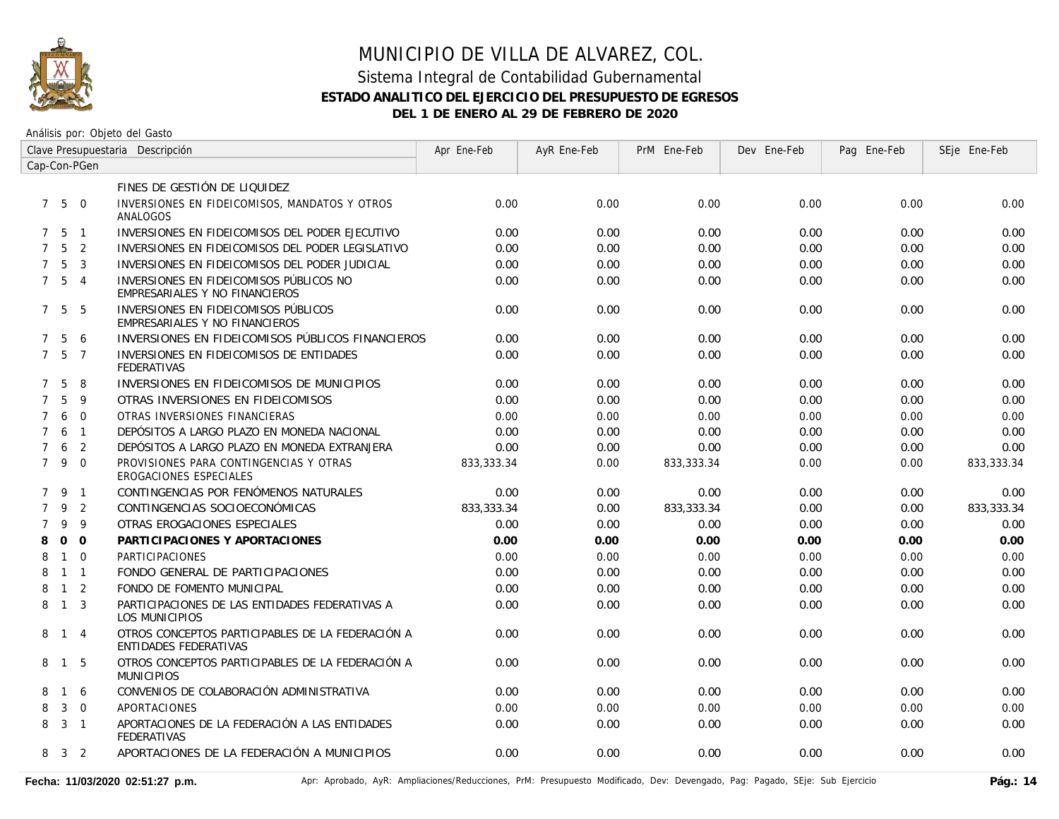# MUNICIPIO DE VILLA DE ALVAREZ, COL.

## Sistema Integral de Contabilidad Gubernamental

### ESTADO ANALITICO DEL EJERCICIO DEL PRESUPUESTO DE EGRESOS

### DEL 1 DE ENERO AL 29 DE FEBRERO DE 2020

Análisis por: Objeto del Gasto

| Clave Presupuestaria Cap-Con-PGen | | | Descripción | Apr Ene-Feb | AyR Ene-Feb | PrM Ene-Feb | Dev Ene-Feb | Pag Ene-Feb | SEje Ene-Feb |
|---|---|---|---|---|---|---|---|---|---|
| | | | FINES DE GESTIÓN DE LIQUIDEZ | | | | | | |
| 7 | 5 | 0 | INVERSIONES EN FIDEICOMISOS, MANDATOS Y OTROS ANALOGOS | 0.00 | 0.00 | 0.00 | 0.00 | 0.00 | 0.00 |
| 7 | 5 | 1 | INVERSIONES EN FIDEICOMISOS DEL PODER EJECUTIVO | 0.00 | 0.00 | 0.00 | 0.00 | 0.00 | 0.00 |
| 7 | 5 | 2 | INVERSIONES EN FIDEICOMISOS DEL PODER LEGISLATIVO | 0.00 | 0.00 | 0.00 | 0.00 | 0.00 | 0.00 |
| 7 | 5 | 3 | INVERSIONES EN FIDEICOMISOS DEL PODER JUDICIAL | 0.00 | 0.00 | 0.00 | 0.00 | 0.00 | 0.00 |
| 7 | 5 | 4 | INVERSIONES EN FIDEICOMISOS PÚBLICOS NO EMPRESARIALES Y NO FINANCIEROS | 0.00 | 0.00 | 0.00 | 0.00 | 0.00 | 0.00 |
| 7 | 5 | 5 | INVERSIONES EN FIDEICOMISOS PÚBLICOS EMPRESARIALES Y NO FINANCIEROS | 0.00 | 0.00 | 0.00 | 0.00 | 0.00 | 0.00 |
| 7 | 5 | 6 | INVERSIONES EN FIDEICOMISOS PÚBLICOS FINANCIEROS | 0.00 | 0.00 | 0.00 | 0.00 | 0.00 | 0.00 |
| 7 | 5 | 7 | INVERSIONES EN FIDEICOMISOS DE ENTIDADES FEDERATIVAS | 0.00 | 0.00 | 0.00 | 0.00 | 0.00 | 0.00 |
| 7 | 5 | 8 | INVERSIONES EN FIDEICOMISOS DE MUNICIPIOS | 0.00 | 0.00 | 0.00 | 0.00 | 0.00 | 0.00 |
| 7 | 5 | 9 | OTRAS INVERSIONES EN FIDEICOMISOS | 0.00 | 0.00 | 0.00 | 0.00 | 0.00 | 0.00 |
| 7 | 6 | 0 | OTRAS INVERSIONES FINANCIERAS | 0.00 | 0.00 | 0.00 | 0.00 | 0.00 | 0.00 |
| 7 | 6 | 1 | DEPÓSITOS A LARGO PLAZO EN MONEDA NACIONAL | 0.00 | 0.00 | 0.00 | 0.00 | 0.00 | 0.00 |
| 7 | 6 | 2 | DEPÓSITOS A LARGO PLAZO EN MONEDA EXTRANJERA | 0.00 | 0.00 | 0.00 | 0.00 | 0.00 | 0.00 |
| 7 | 9 | 0 | PROVISIONES PARA CONTINGENCIAS Y OTRAS EROGACIONES ESPECIALES | 833,333.34 | 0.00 | 833,333.34 | 0.00 | 0.00 | 833,333.34 |
| 7 | 9 | 1 | CONTINGENCIAS POR FENÓMENOS NATURALES | 0.00 | 0.00 | 0.00 | 0.00 | 0.00 | 0.00 |
| 7 | 9 | 2 | CONTINGENCIAS SOCIOECONÓMICAS | 833,333.34 | 0.00 | 833,333.34 | 0.00 | 0.00 | 833,333.34 |
| 7 | 9 | 9 | OTRAS EROGACIONES ESPECIALES | 0.00 | 0.00 | 0.00 | 0.00 | 0.00 | 0.00 |
| **8** | **0** | **0** | **PARTICIPACIONES Y APORTACIONES** | **0.00** | **0.00** | **0.00** | **0.00** | **0.00** | **0.00** |
| 8 | 1 | 0 | PARTICIPACIONES | 0.00 | 0.00 | 0.00 | 0.00 | 0.00 | 0.00 |
| 8 | 1 | 1 | FONDO GENERAL DE PARTICIPACIONES | 0.00 | 0.00 | 0.00 | 0.00 | 0.00 | 0.00 |
| 8 | 1 | 2 | FONDO DE FOMENTO MUNICIPAL | 0.00 | 0.00 | 0.00 | 0.00 | 0.00 | 0.00 |
| 8 | 1 | 3 | PARTICIPACIONES DE LAS ENTIDADES FEDERATIVAS A LOS MUNICIPIOS | 0.00 | 0.00 | 0.00 | 0.00 | 0.00 | 0.00 |
| 8 | 1 | 4 | OTROS CONCEPTOS PARTICIPABLES DE LA FEDERACIÓN A ENTIDADES FEDERATIVAS | 0.00 | 0.00 | 0.00 | 0.00 | 0.00 | 0.00 |
| 8 | 1 | 5 | OTROS CONCEPTOS PARTICIPABLES DE LA FEDERACIÓN A MUNICIPIOS | 0.00 | 0.00 | 0.00 | 0.00 | 0.00 | 0.00 |
| 8 | 1 | 6 | CONVENIOS DE COLABORACIÓN ADMINISTRATIVA | 0.00 | 0.00 | 0.00 | 0.00 | 0.00 | 0.00 |
| 8 | 3 | 0 | APORTACIONES | 0.00 | 0.00 | 0.00 | 0.00 | 0.00 | 0.00 |
| 8 | 3 | 1 | APORTACIONES DE LA FEDERACIÓN A LAS ENTIDADES FEDERATIVAS | 0.00 | 0.00 | 0.00 | 0.00 | 0.00 | 0.00 |
| 8 | 3 | 2 | APORTACIONES DE LA FEDERACIÓN A MUNICIPIOS | 0.00 | 0.00 | 0.00 | 0.00 | 0.00 | 0.00 |

Fecha: 11/03/2020 02:51:27 p.m. — Apr: Aprobado, AyR: Ampliaciones/Reducciones, PrM: Presupuesto Modificado, Dev: Devengado, Pag: Pagado, SEje: Sub Ejercicio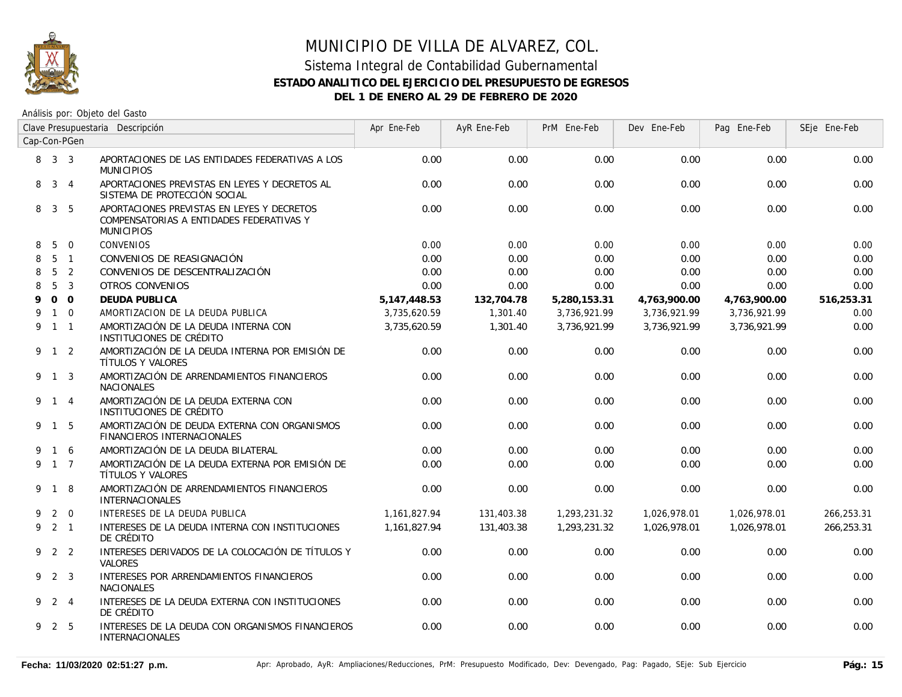# MUNICIPIO DE VILLA DE ALVAREZ, COL.

## Sistema Integral de Contabilidad Gubernamental

**ESTADO ANALITICO DEL EJERCICIO DEL PRESUPUESTO DE EGRESOS**

**DEL 1 DE ENERO AL 29 DE FEBRERO DE 2020**

Análisis por: Objeto del Gasto

| Clave Presupuestaria Cap-Con-PGen | Descripción | Apr Ene-Feb | AyR Ene-Feb | PrM Ene-Feb | Dev Ene-Feb | Pag Ene-Feb | SEje Ene-Feb |
|---|---|---|---|---|---|---|---|
| 8 3 3 | APORTACIONES DE LAS ENTIDADES FEDERATIVAS A LOS MUNICIPIOS | 0.00 | 0.00 | 0.00 | 0.00 | 0.00 | 0.00 |
| 8 3 4 | APORTACIONES PREVISTAS EN LEYES Y DECRETOS AL SISTEMA DE PROTECCIÓN SOCIAL | 0.00 | 0.00 | 0.00 | 0.00 | 0.00 | 0.00 |
| 8 3 5 | APORTACIONES PREVISTAS EN LEYES Y DECRETOS COMPENSATORIAS A ENTIDADES FEDERATIVAS Y MUNICIPIOS | 0.00 | 0.00 | 0.00 | 0.00 | 0.00 | 0.00 |
| 8 5 0 | CONVENIOS | 0.00 | 0.00 | 0.00 | 0.00 | 0.00 | 0.00 |
| 8 5 1 | CONVENIOS DE REASIGNACIÓN | 0.00 | 0.00 | 0.00 | 0.00 | 0.00 | 0.00 |
| 8 5 2 | CONVENIOS DE DESCENTRALIZACIÓN | 0.00 | 0.00 | 0.00 | 0.00 | 0.00 | 0.00 |
| 8 5 3 | OTROS CONVENIOS | 0.00 | 0.00 | 0.00 | 0.00 | 0.00 | 0.00 |
| **9 0 0** | **DEUDA PUBLICA** | **5,147,448.53** | **132,704.78** | **5,280,153.31** | **4,763,900.00** | **4,763,900.00** | **516,253.31** |
| 9 1 0 | AMORTIZACION DE LA DEUDA PUBLICA | 3,735,620.59 | 1,301.40 | 3,736,921.99 | 3,736,921.99 | 3,736,921.99 | 0.00 |
| 9 1 1 | AMORTIZACIÓN DE LA DEUDA INTERNA CON INSTITUCIONES DE CRÉDITO | 3,735,620.59 | 1,301.40 | 3,736,921.99 | 3,736,921.99 | 3,736,921.99 | 0.00 |
| 9 1 2 | AMORTIZACIÓN DE LA DEUDA INTERNA POR EMISIÓN DE TÍTULOS Y VALORES | 0.00 | 0.00 | 0.00 | 0.00 | 0.00 | 0.00 |
| 9 1 3 | AMORTIZACIÓN DE ARRENDAMIENTOS FINANCIEROS NACIONALES | 0.00 | 0.00 | 0.00 | 0.00 | 0.00 | 0.00 |
| 9 1 4 | AMORTIZACIÓN DE LA DEUDA EXTERNA CON INSTITUCIONES DE CRÉDITO | 0.00 | 0.00 | 0.00 | 0.00 | 0.00 | 0.00 |
| 9 1 5 | AMORTIZACIÓN DE DEUDA EXTERNA CON ORGANISMOS FINANCIEROS INTERNACIONALES | 0.00 | 0.00 | 0.00 | 0.00 | 0.00 | 0.00 |
| 9 1 6 | AMORTIZACIÓN DE LA DEUDA BILATERAL | 0.00 | 0.00 | 0.00 | 0.00 | 0.00 | 0.00 |
| 9 1 7 | AMORTIZACIÓN DE LA DEUDA EXTERNA POR EMISIÓN DE TÍTULOS Y VALORES | 0.00 | 0.00 | 0.00 | 0.00 | 0.00 | 0.00 |
| 9 1 8 | AMORTIZACIÓN DE ARRENDAMIENTOS FINANCIEROS INTERNACIONALES | 0.00 | 0.00 | 0.00 | 0.00 | 0.00 | 0.00 |
| 9 2 0 | INTERESES DE LA DEUDA PUBLICA | 1,161,827.94 | 131,403.38 | 1,293,231.32 | 1,026,978.01 | 1,026,978.01 | 266,253.31 |
| 9 2 1 | INTERESES DE LA DEUDA INTERNA CON INSTITUCIONES DE CRÉDITO | 1,161,827.94 | 131,403.38 | 1,293,231.32 | 1,026,978.01 | 1,026,978.01 | 266,253.31 |
| 9 2 2 | INTERESES DERIVADOS DE LA COLOCACIÓN DE TÍTULOS Y VALORES | 0.00 | 0.00 | 0.00 | 0.00 | 0.00 | 0.00 |
| 9 2 3 | INTERESES POR ARRENDAMIENTOS FINANCIEROS NACIONALES | 0.00 | 0.00 | 0.00 | 0.00 | 0.00 | 0.00 |
| 9 2 4 | INTERESES DE LA DEUDA EXTERNA CON INSTITUCIONES DE CRÉDITO | 0.00 | 0.00 | 0.00 | 0.00 | 0.00 | 0.00 |
| 9 2 5 | INTERESES DE LA DEUDA CON ORGANISMOS FINANCIEROS INTERNACIONALES | 0.00 | 0.00 | 0.00 | 0.00 | 0.00 | 0.00 |

**Fecha: 11/03/2020 02:51:27 p.m.** Apr: Aprobado, AyR: Ampliaciones/Reducciones, PrM: Presupuesto Modificado, Dev: Devengado, Pag: Pagado, SEje: Sub Ejercicio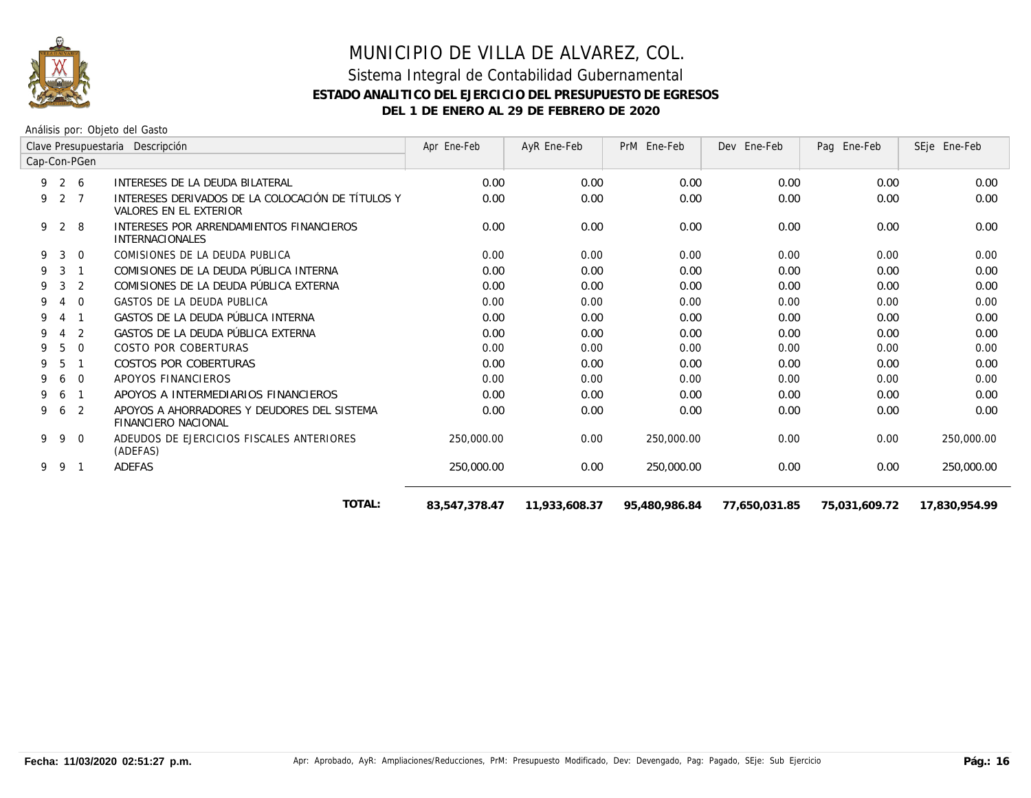# MUNICIPIO DE VILLA DE ALVAREZ, COL.

## Sistema Integral de Contabilidad Gubernamental

**ESTADO ANALITICO DEL EJERCICIO DEL PRESUPUESTO DE EGRESOS**

**DEL 1 DE ENERO AL 29 DE FEBRERO DE 2020**

Análisis por: Objeto del Gasto

| Clave Presupuestaria Cap-Con-PGen | Descripción | Apr Ene-Feb | AyR Ene-Feb | PrM Ene-Feb | Dev Ene-Feb | Pag Ene-Feb | SEje Ene-Feb |
|---|---|---|---|---|---|---|---|
| 9 2 6 | INTERESES DE LA DEUDA BILATERAL | 0.00 | 0.00 | 0.00 | 0.00 | 0.00 | 0.00 |
| 9 2 7 | INTERESES DERIVADOS DE LA COLOCACIÓN DE TÍTULOS Y VALORES EN EL EXTERIOR | 0.00 | 0.00 | 0.00 | 0.00 | 0.00 | 0.00 |
| 9 2 8 | INTERESES POR ARRENDAMIENTOS FINANCIEROS INTERNACIONALES | 0.00 | 0.00 | 0.00 | 0.00 | 0.00 | 0.00 |
| 9 3 0 | COMISIONES DE LA DEUDA PUBLICA | 0.00 | 0.00 | 0.00 | 0.00 | 0.00 | 0.00 |
| 9 3 1 | COMISIONES DE LA DEUDA PÚBLICA INTERNA | 0.00 | 0.00 | 0.00 | 0.00 | 0.00 | 0.00 |
| 9 3 2 | COMISIONES DE LA DEUDA PÚBLICA EXTERNA | 0.00 | 0.00 | 0.00 | 0.00 | 0.00 | 0.00 |
| 9 4 0 | GASTOS DE LA DEUDA PUBLICA | 0.00 | 0.00 | 0.00 | 0.00 | 0.00 | 0.00 |
| 9 4 1 | GASTOS DE LA DEUDA PÚBLICA INTERNA | 0.00 | 0.00 | 0.00 | 0.00 | 0.00 | 0.00 |
| 9 4 2 | GASTOS DE LA DEUDA PÚBLICA EXTERNA | 0.00 | 0.00 | 0.00 | 0.00 | 0.00 | 0.00 |
| 9 5 0 | COSTO POR COBERTURAS | 0.00 | 0.00 | 0.00 | 0.00 | 0.00 | 0.00 |
| 9 5 1 | COSTOS POR COBERTURAS | 0.00 | 0.00 | 0.00 | 0.00 | 0.00 | 0.00 |
| 9 6 0 | APOYOS FINANCIEROS | 0.00 | 0.00 | 0.00 | 0.00 | 0.00 | 0.00 |
| 9 6 1 | APOYOS A INTERMEDIARIOS FINANCIEROS | 0.00 | 0.00 | 0.00 | 0.00 | 0.00 | 0.00 |
| 9 6 2 | APOYOS A AHORRADORES Y DEUDORES DEL SISTEMA FINANCIERO NACIONAL | 0.00 | 0.00 | 0.00 | 0.00 | 0.00 | 0.00 |
| 9 9 0 | ADEUDOS DE EJERCICIOS FISCALES ANTERIORES (ADEFAS) | 250,000.00 | 0.00 | 250,000.00 | 0.00 | 0.00 | 250,000.00 |
| 9 9 1 | ADEFAS | 250,000.00 | 0.00 | 250,000.00 | 0.00 | 0.00 | 250,000.00 |
| | **TOTAL:** | **83,547,378.47** | **11,933,608.37** | **95,480,986.84** | **77,650,031.85** | **75,031,609.72** | **17,830,954.99** |

**Fecha: 11/03/2020 02:51:27 p.m.**

Apr: Aprobado, AyR: Ampliaciones/Reducciones, PrM: Presupuesto Modificado, Dev: Devengado, Pag: Pagado, SEje: Sub Ejercicio